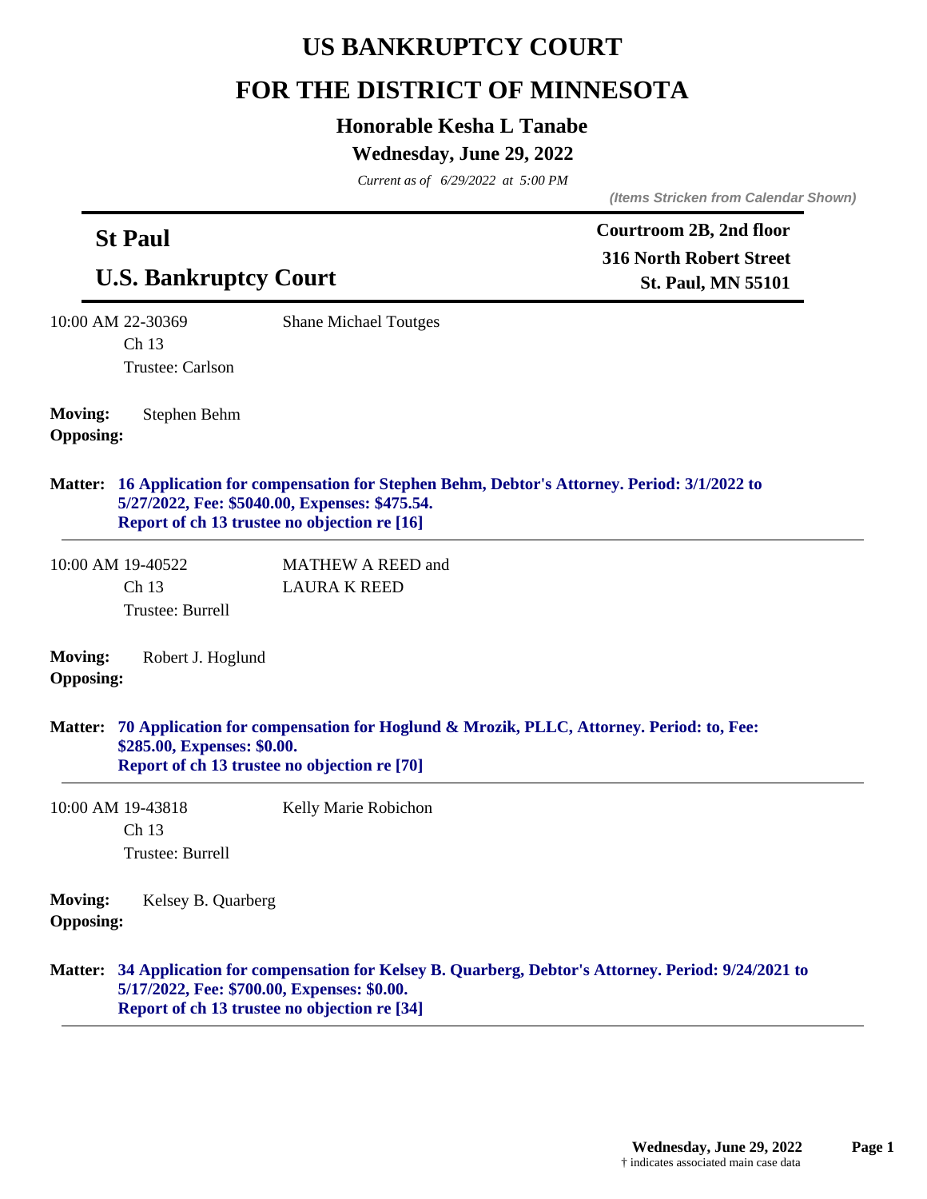# US BANKRUPTCY COURT

# FOR THE DISTRICT OF MINNESOTA

## Honorable Kesha L Tanabe

### Wednesday, June 29, 2022

*Current as of 6/29/2022 at 5:00 PM*

***(Items Stricken from Calendar Shown)***

## St Paul

## U.S. Bankruptcy Court

**Courtroom 2B, 2nd floor**
**316 North Robert Street**
**St. Paul, MN 55101**

---

10:00 AM 22-30369
Ch 13
Trustee: Carlson

Shane Michael Toutges

**Moving:** Stephen Behm
**Opposing:**

**Matter: 16 Application for compensation for Stephen Behm, Debtor's Attorney. Period: 3/1/2022 to 5/27/2022, Fee: $5040.00, Expenses: $475.54.**
**Report of ch 13 trustee no objection re [16]**

---

10:00 AM 19-40522
Ch 13
Trustee: Burrell

MATHEW A REED and
LAURA K REED

**Moving:** Robert J. Hoglund
**Opposing:**

**Matter: 70 Application for compensation for Hoglund & Mrozik, PLLC, Attorney. Period: to, Fee: $285.00, Expenses: $0.00.**
**Report of ch 13 trustee no objection re [70]**

---

10:00 AM 19-43818
Ch 13
Trustee: Burrell

Kelly Marie Robichon

**Moving:** Kelsey B. Quarberg
**Opposing:**

**Matter: 34 Application for compensation for Kelsey B. Quarberg, Debtor's Attorney. Period: 9/24/2021 to 5/17/2022, Fee: $700.00, Expenses: $0.00.**
**Report of ch 13 trustee no objection re [34]**

---

† indicates associated main case data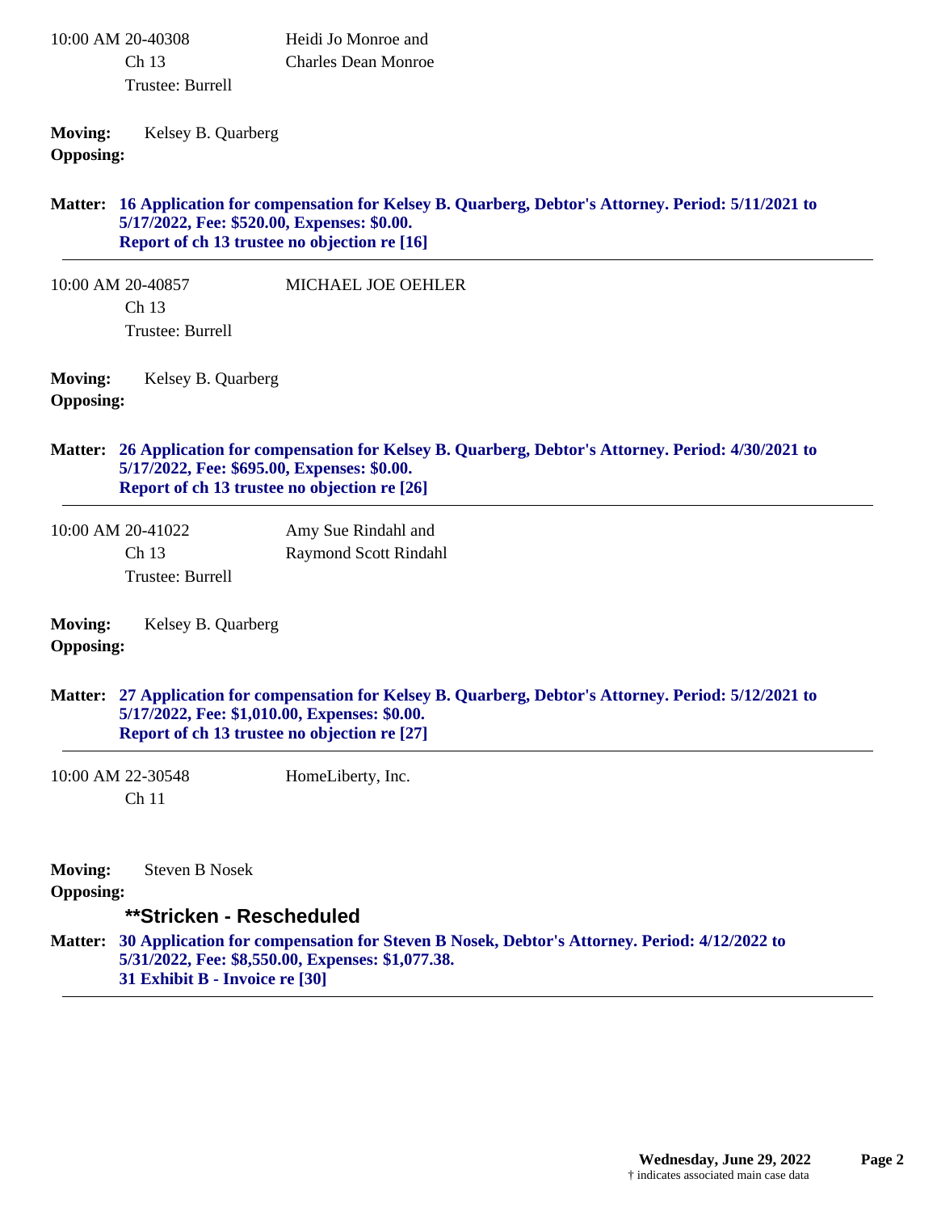10:00 AM 20-40308 Heidi Jo Monroe and
Ch 13 Charles Dean Monroe
Trustee: Burrell

**Moving:** Kelsey B. Quarberg
**Opposing:**

**Matter: 16 Application for compensation for Kelsey B. Quarberg, Debtor's Attorney. Period: 5/11/2021 to 5/17/2022, Fee: $520.00, Expenses: $0.00.**
**Report of ch 13 trustee no objection re [16]**

---

10:00 AM 20-40857 MICHAEL JOE OEHLER
Ch 13
Trustee: Burrell

**Moving:** Kelsey B. Quarberg
**Opposing:**

**Matter: 26 Application for compensation for Kelsey B. Quarberg, Debtor's Attorney. Period: 4/30/2021 to 5/17/2022, Fee: $695.00, Expenses: $0.00.**
**Report of ch 13 trustee no objection re [26]**

---

10:00 AM 20-41022 Amy Sue Rindahl and
Ch 13 Raymond Scott Rindahl
Trustee: Burrell

**Moving:** Kelsey B. Quarberg
**Opposing:**

**Matter: 27 Application for compensation for Kelsey B. Quarberg, Debtor's Attorney. Period: 5/12/2021 to 5/17/2022, Fee: $1,010.00, Expenses: $0.00.**
**Report of ch 13 trustee no objection re [27]**

---

10:00 AM 22-30548 HomeLiberty, Inc.
Ch 11

**Moving:** Steven B Nosek
**Opposing:**

**\*\*Stricken - Rescheduled**

**Matter: 30 Application for compensation for Steven B Nosek, Debtor's Attorney. Period: 4/12/2022 to 5/31/2022, Fee: $8,550.00, Expenses: $1,077.38.**
**31 Exhibit B - Invoice re [30]**

---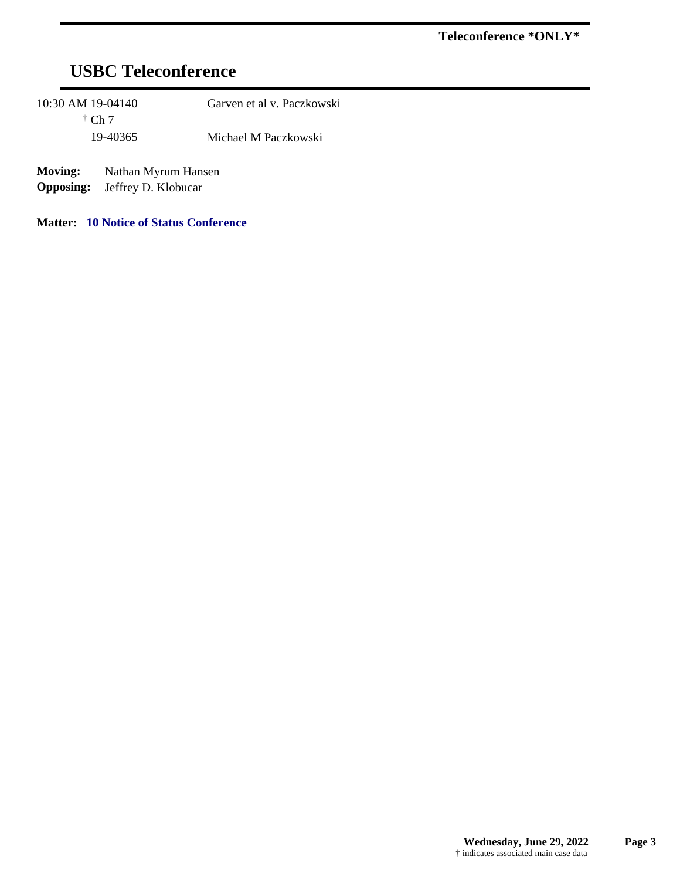**Teleconference *ONLY***

# USBC Teleconference

10:30 AM 19-04140 Garven et al v. Paczkowski

† Ch 7

19-40365 Michael M Paczkowski

**Moving:** Nathan Myrum Hansen

**Opposing:** Jeffrey D. Klobucar

**Matter: 10 Notice of Status Conference**

---

† indicates associated main case data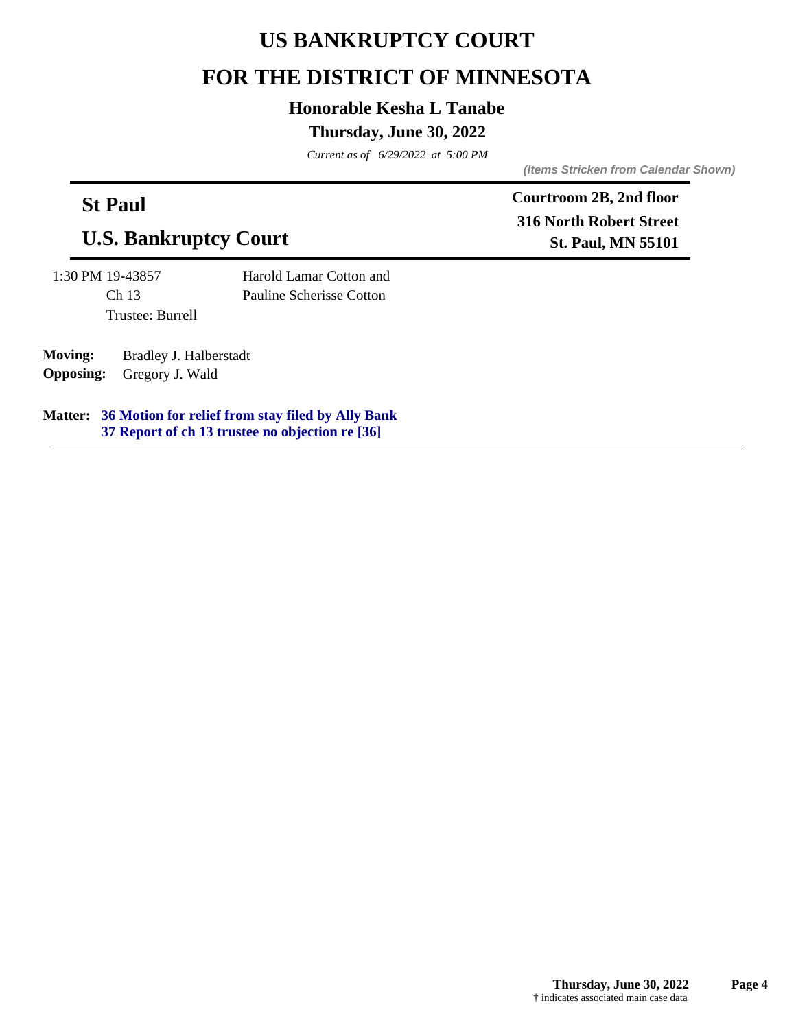# US BANKRUPTCY COURT

# FOR THE DISTRICT OF MINNESOTA

### Honorable Kesha L Tanabe

### Thursday, June 30, 2022

*Current as of 6/29/2022 at 5:00 PM*

***(Items Stricken from Calendar Shown)***

## St Paul

## U.S. Bankruptcy Court

**Courtroom 2B, 2nd floor**
**316 North Robert Street**
**St. Paul, MN 55101**

1:30 PM 19-43857
Ch 13
Trustee: Burrell

Harold Lamar Cotton and
Pauline Scherisse Cotton

**Moving:** Bradley J. Halberstadt
**Opposing:** Gregory J. Wald

**Matter:** **36 Motion for relief from stay filed by Ally Bank**
**37 Report of ch 13 trustee no objection re [36]**

† indicates associated main case data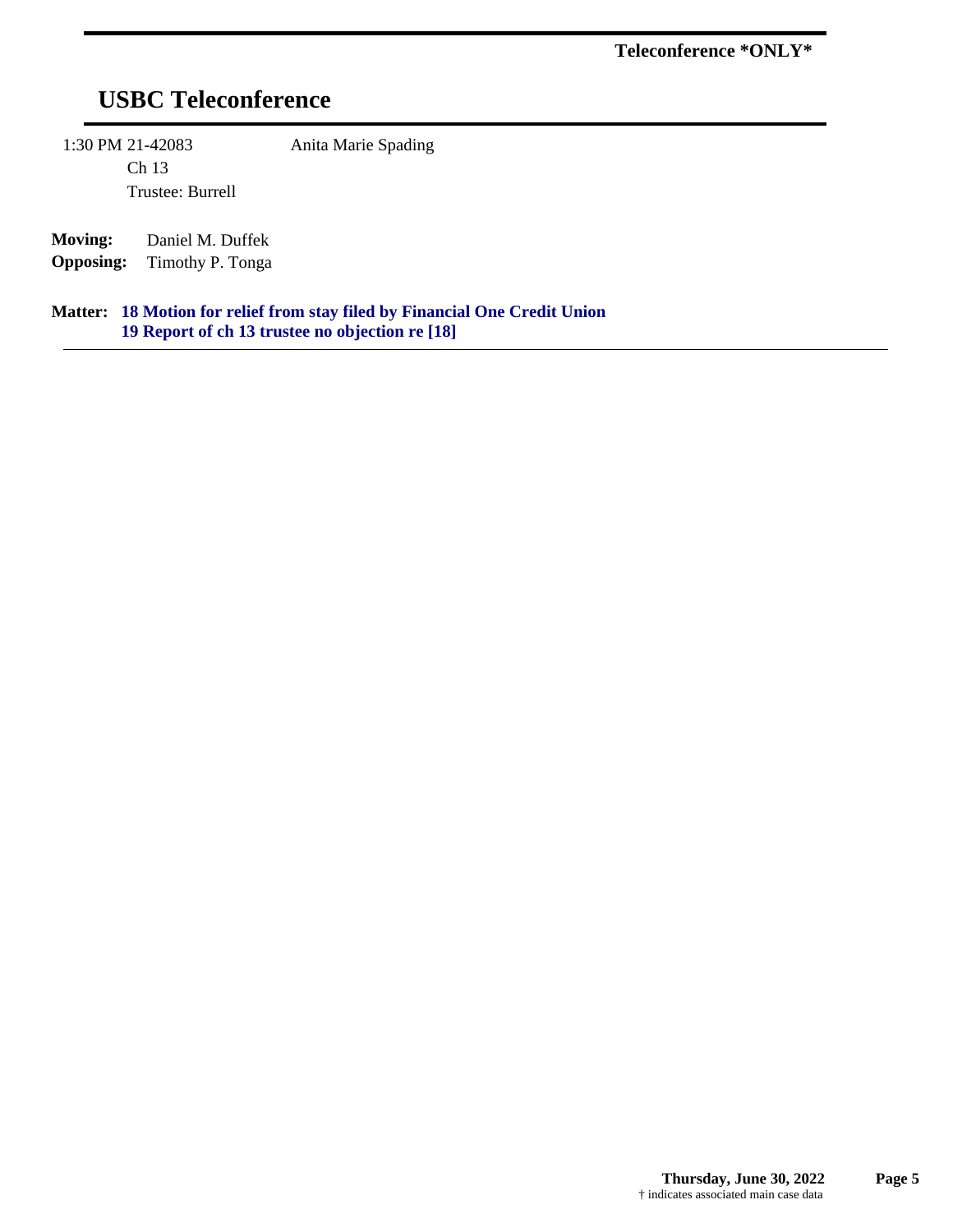**Teleconference *ONLY***

# USBC Teleconference

1:30 PM 21-42083 — Anita Marie Spading

Ch 13

Trustee: Burrell

**Moving:** Daniel M. Duffek

**Opposing:** Timothy P. Tonga

**Matter:** **18 Motion for relief from stay filed by Financial One Credit Union**
**19 Report of ch 13 trustee no objection re [18]**

---

† indicates associated main case data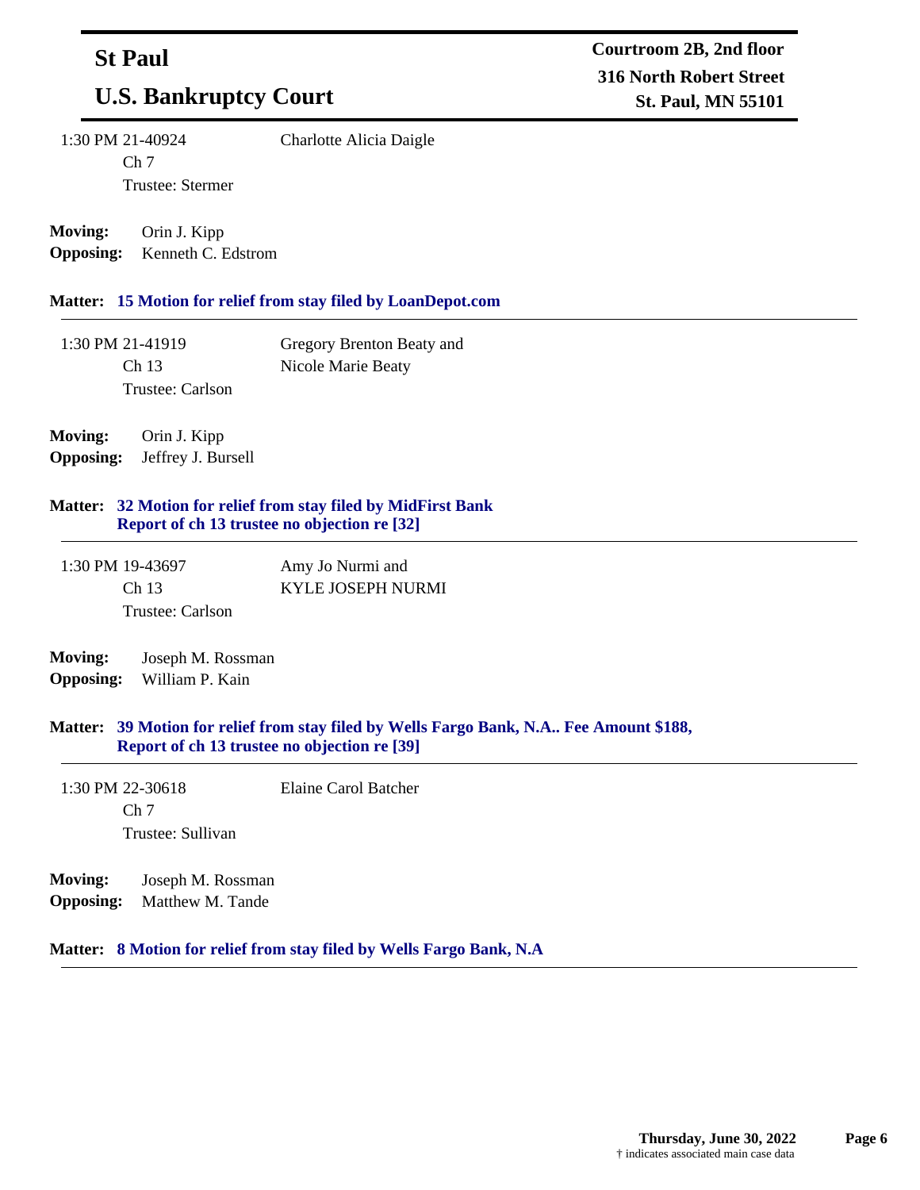## St Paul

## U.S. Bankruptcy Court

**Courtroom 2B, 2nd floor**
**316 North Robert Street**
**St. Paul, MN 55101**

---

1:30 PM 21-40924 — Charlotte Alicia Daigle
Ch 7
Trustee: Stermer

**Moving:** Orin J. Kipp
**Opposing:** Kenneth C. Edstrom

**Matter: 15 Motion for relief from stay filed by LoanDepot.com**

---

1:30 PM 21-41919 — Gregory Brenton Beaty and Nicole Marie Beaty
Ch 13
Trustee: Carlson

**Moving:** Orin J. Kipp
**Opposing:** Jeffrey J. Bursell

**Matter: 32 Motion for relief from stay filed by MidFirst Bank**
**Report of ch 13 trustee no objection re [32]**

---

1:30 PM 19-43697 — Amy Jo Nurmi and KYLE JOSEPH NURMI
Ch 13
Trustee: Carlson

**Moving:** Joseph M. Rossman
**Opposing:** William P. Kain

**Matter: 39 Motion for relief from stay filed by Wells Fargo Bank, N.A.. Fee Amount $188,**
**Report of ch 13 trustee no objection re [39]**

---

1:30 PM 22-30618 — Elaine Carol Batcher
Ch 7
Trustee: Sullivan

**Moving:** Joseph M. Rossman
**Opposing:** Matthew M. Tande

**Matter: 8 Motion for relief from stay filed by Wells Fargo Bank, N.A**

---

Thursday, June 30, 2022

† indicates associated main case data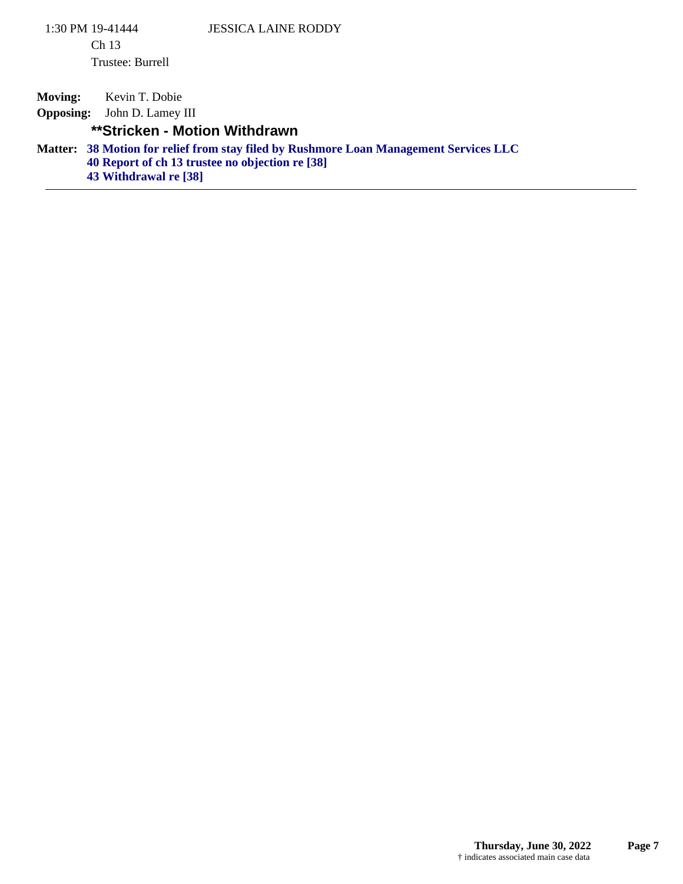1:30 PM 19-41444 JESSICA LAINE RODDY

Ch 13

Trustee: Burrell

**Moving:** Kevin T. Dobie

**Opposing:** John D. Lamey III

**\*\*Stricken - Motion Withdrawn**

**Matter:** **38 Motion for relief from stay filed by Rushmore Loan Management Services LLC**

**40 Report of ch 13 trustee no objection re [38]**

**43 Withdrawal re [38]**

---

† indicates associated main case data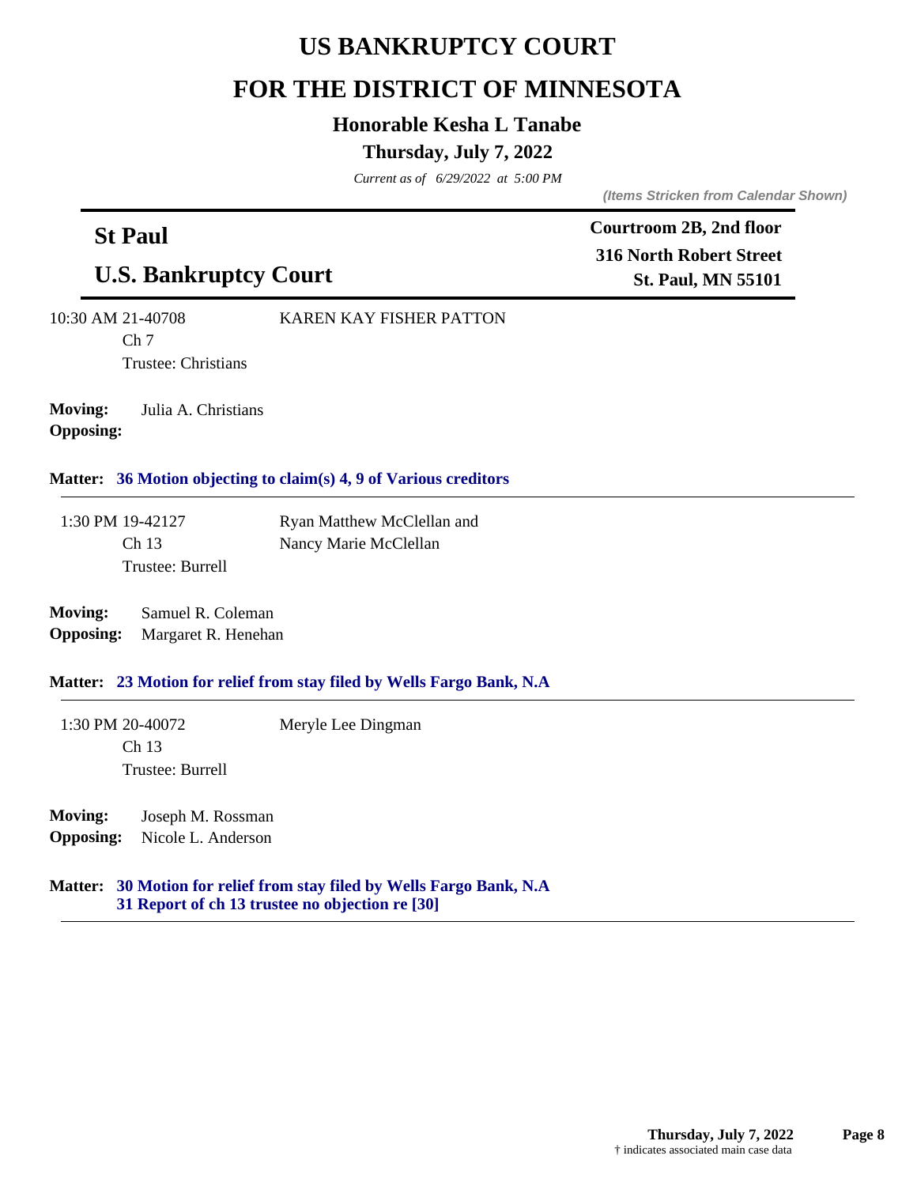# US BANKRUPTCY COURT

# FOR THE DISTRICT OF MINNESOTA

### Honorable Kesha L Tanabe

### Thursday, July 7, 2022

*Current as of 6/29/2022 at 5:00 PM*

*(Items Stricken from Calendar Shown)*

## St Paul

## U.S. Bankruptcy Court

**Courtroom 2B, 2nd floor**
**316 North Robert Street**
**St. Paul, MN 55101**

---

10:30 AM 21-40708 — KAREN KAY FISHER PATTON
Ch 7
Trustee: Christians

**Moving:** Julia A. Christians
**Opposing:**

**Matter:** **36 Motion objecting to claim(s) 4, 9 of Various creditors**

---

1:30 PM 19-42127 — Ryan Matthew McClellan and Nancy Marie McClellan
Ch 13
Trustee: Burrell

**Moving:** Samuel R. Coleman
**Opposing:** Margaret R. Henehan

**Matter:** **23 Motion for relief from stay filed by Wells Fargo Bank, N.A**

---

1:30 PM 20-40072 — Meryle Lee Dingman
Ch 13
Trustee: Burrell

**Moving:** Joseph M. Rossman
**Opposing:** Nicole L. Anderson

**Matter:** **30 Motion for relief from stay filed by Wells Fargo Bank, N.A**
**31 Report of ch 13 trustee no objection re [30]**

---

† indicates associated main case data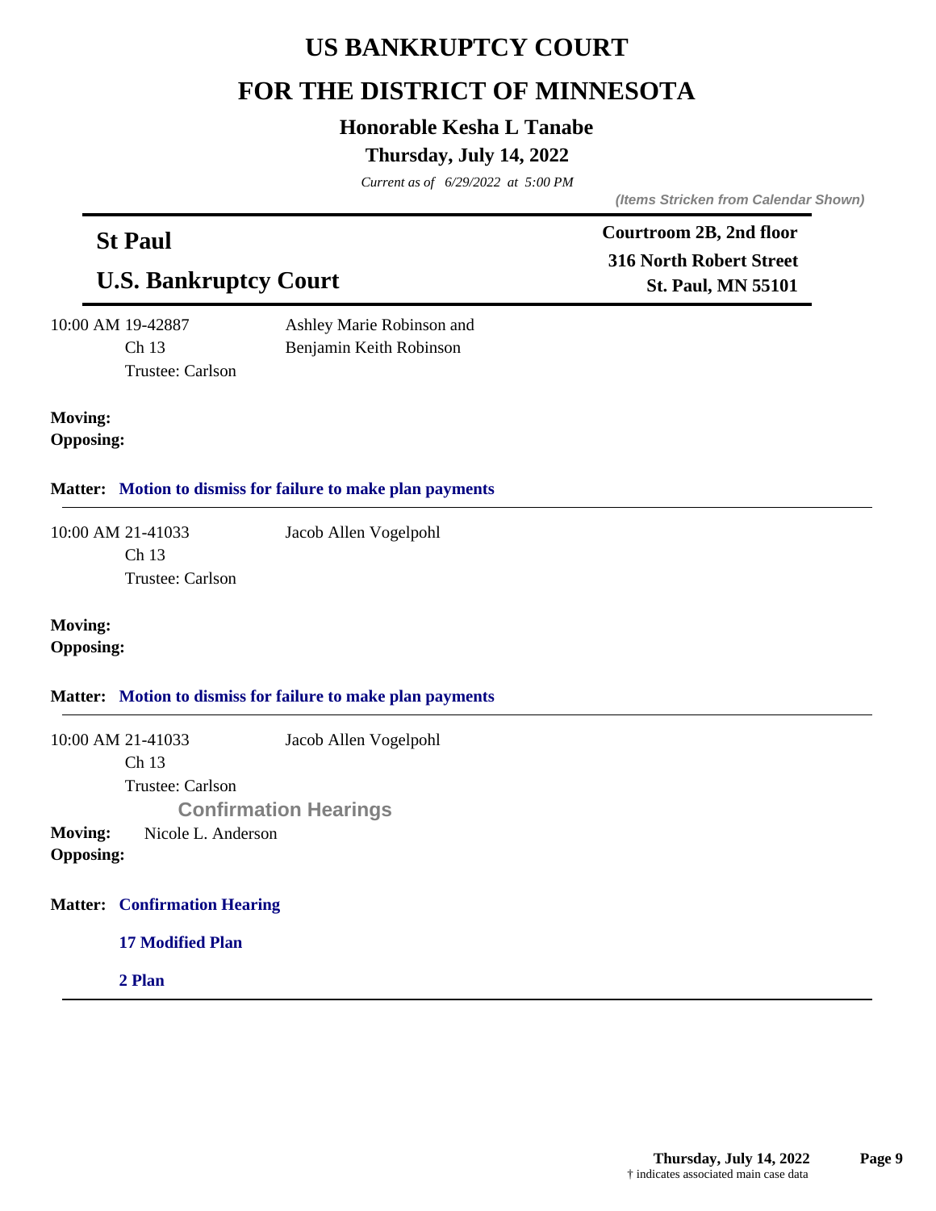# US BANKRUPTCY COURT

# FOR THE DISTRICT OF MINNESOTA

### Honorable Kesha L Tanabe

### Thursday, July 14, 2022

*Current as of 6/29/2022 at 5:00 PM*

***(Items Stricken from Calendar Shown)***

## St Paul

## U.S. Bankruptcy Court

**Courtroom 2B, 2nd floor**
**316 North Robert Street**
**St. Paul, MN 55101**

---

10:00 AM 19-42887
Ch 13
Trustee: Carlson

Ashley Marie Robinson and
Benjamin Keith Robinson

**Moving:**
**Opposing:**

**Matter: Motion to dismiss for failure to make plan payments**

---

10:00 AM 21-41033
Ch 13
Trustee: Carlson

Jacob Allen Vogelpohl

**Moving:**
**Opposing:**

**Matter: Motion to dismiss for failure to make plan payments**

---

10:00 AM 21-41033
Ch 13
Trustee: Carlson

Jacob Allen Vogelpohl

**Confirmation Hearings**

**Moving:** Nicole L. Anderson
**Opposing:**

**Matter: Confirmation Hearing**

**17 Modified Plan**

**2 Plan**

---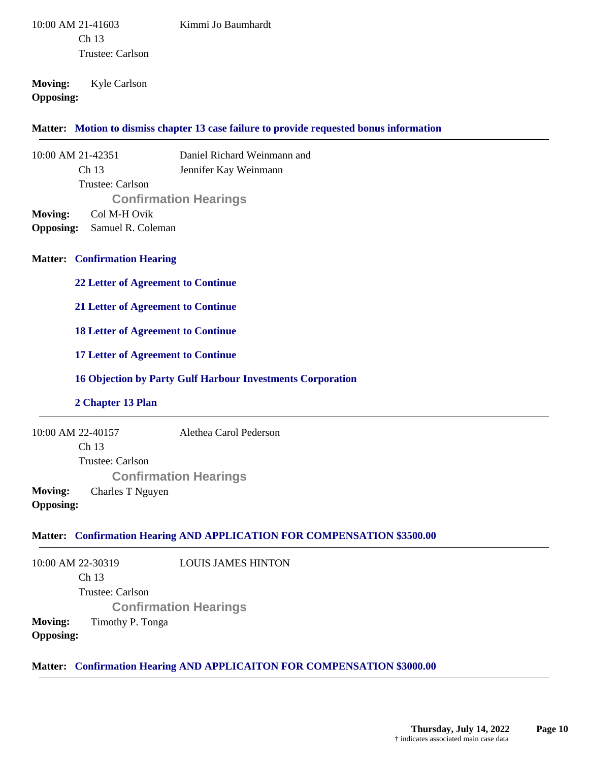10:00 AM 21-41603 Kimmi Jo Baumhardt
Ch 13
Trustee: Carlson

**Moving:** Kyle Carlson
**Opposing:**

**Matter: Motion to dismiss chapter 13 case failure to provide requested bonus information**

---

10:00 AM 21-42351 Daniel Richard Weinmann and Jennifer Kay Weinmann
Ch 13
Trustee: Carlson

**Confirmation Hearings**

**Moving:** Col M-H Ovik
**Opposing:** Samuel R. Coleman

**Matter: Confirmation Hearing**

**22 Letter of Agreement to Continue**

**21 Letter of Agreement to Continue**

**18 Letter of Agreement to Continue**

**17 Letter of Agreement to Continue**

**16 Objection by Party Gulf Harbour Investments Corporation**

**2 Chapter 13 Plan**

---

10:00 AM 22-40157 Alethea Carol Pederson
Ch 13
Trustee: Carlson

**Confirmation Hearings**

**Moving:** Charles T Nguyen
**Opposing:**

**Matter: Confirmation Hearing AND APPLICATION FOR COMPENSATION $3500.00**

---

10:00 AM 22-30319 LOUIS JAMES HINTON
Ch 13
Trustee: Carlson

**Confirmation Hearings**

**Moving:** Timothy P. Tonga
**Opposing:**

**Matter: Confirmation Hearing AND APPLICAITON FOR COMPENSATION $3000.00**

---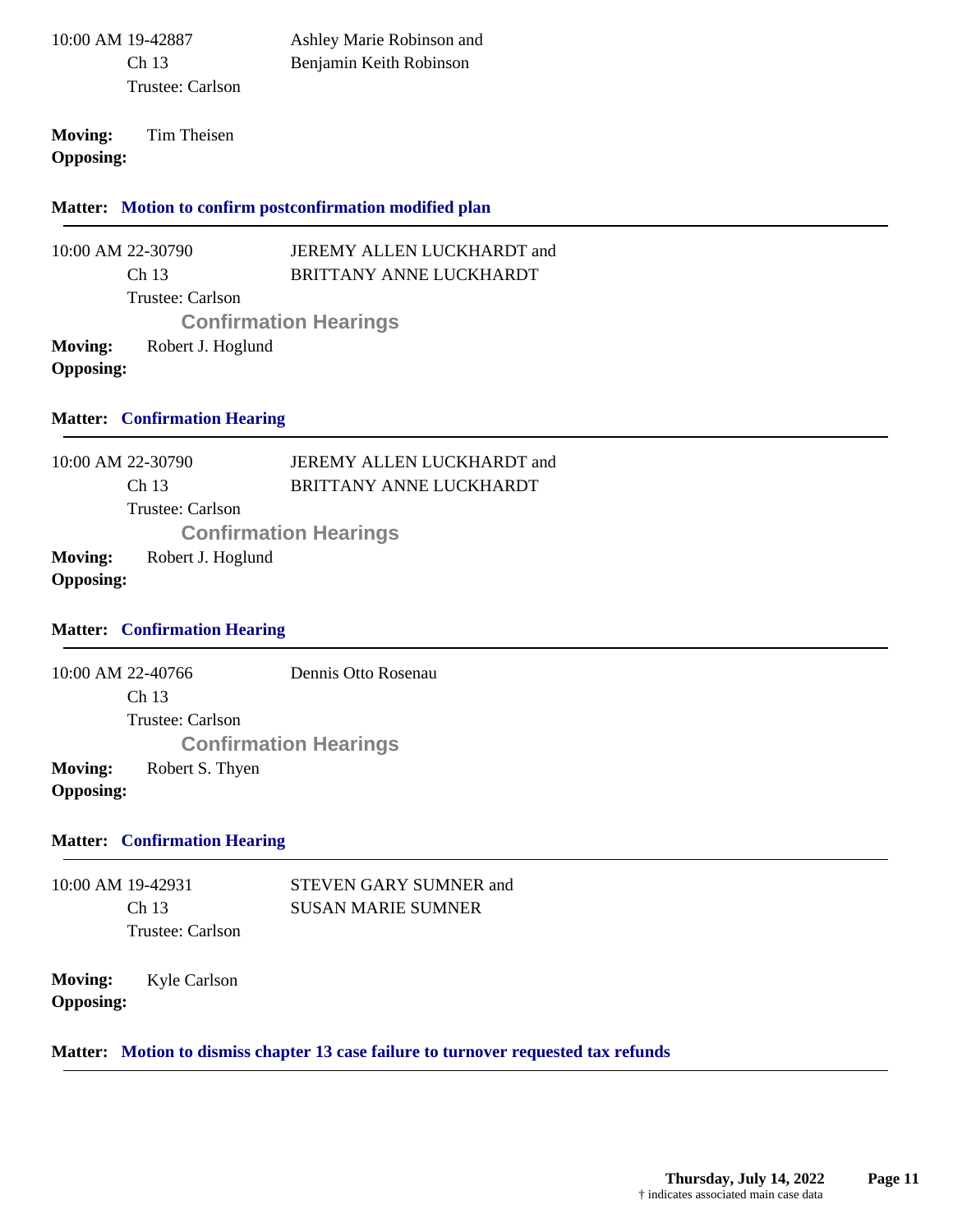10:00 AM 19-42887 Ashley Marie Robinson and Benjamin Keith Robinson
Ch 13
Trustee: Carlson

**Moving:** Tim Theisen
**Opposing:**

**Matter: Motion to confirm postconfirmation modified plan**

---

10:00 AM 22-30790 JEREMY ALLEN LUCKHARDT and BRITTANY ANNE LUCKHARDT
Ch 13
Trustee: Carlson

**Confirmation Hearings**

**Moving:** Robert J. Hoglund
**Opposing:**

**Matter: Confirmation Hearing**

---

10:00 AM 22-30790 JEREMY ALLEN LUCKHARDT and BRITTANY ANNE LUCKHARDT
Ch 13
Trustee: Carlson

**Confirmation Hearings**

**Moving:** Robert J. Hoglund
**Opposing:**

**Matter: Confirmation Hearing**

---

10:00 AM 22-40766 Dennis Otto Rosenau
Ch 13
Trustee: Carlson

**Confirmation Hearings**

**Moving:** Robert S. Thyen
**Opposing:**

**Matter: Confirmation Hearing**

---

10:00 AM 19-42931 STEVEN GARY SUMNER and SUSAN MARIE SUMNER
Ch 13
Trustee: Carlson

**Moving:** Kyle Carlson
**Opposing:**

**Matter: Motion to dismiss chapter 13 case failure to turnover requested tax refunds**

---

† indicates associated main case data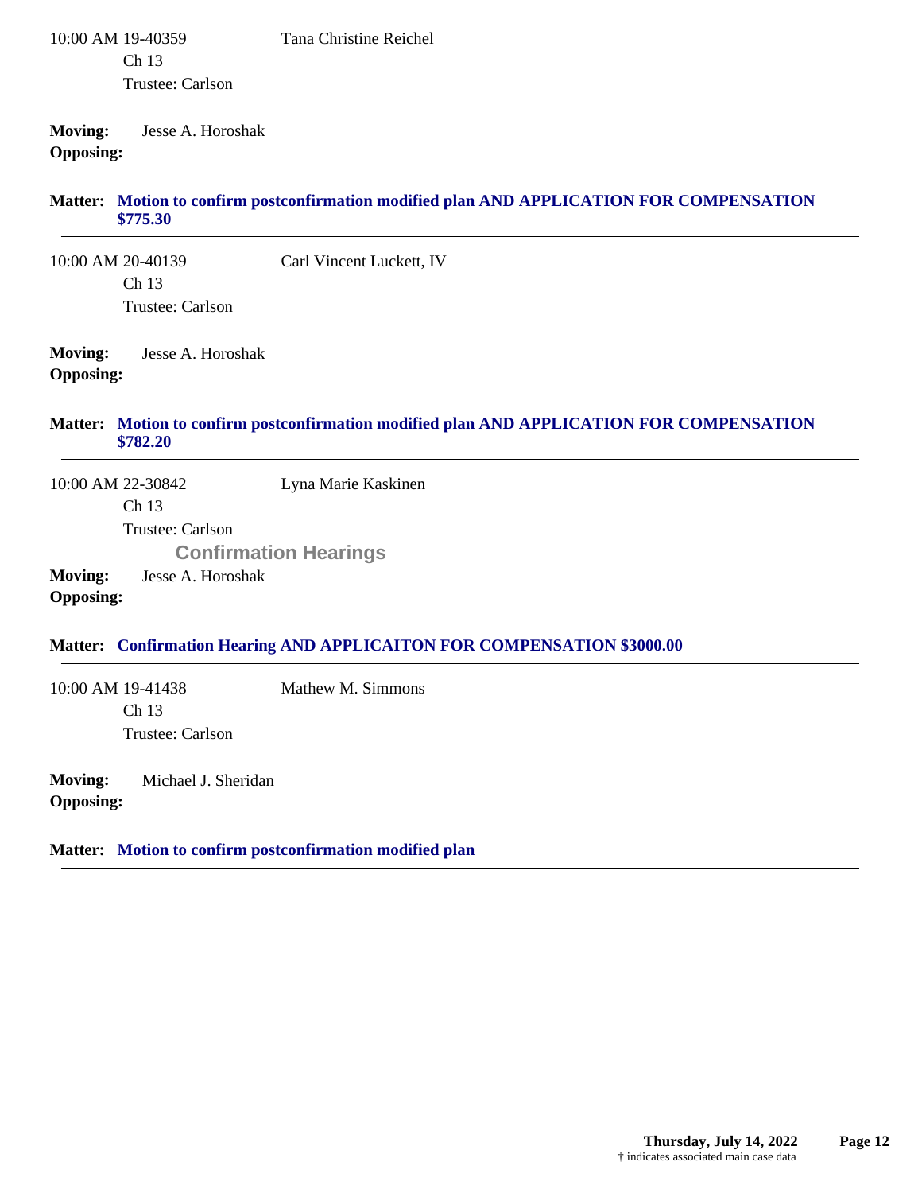10:00 AM 19-40359 Tana Christine Reichel
Ch 13
Trustee: Carlson

**Moving:** Jesse A. Horoshak
**Opposing:**

**Matter: Motion to confirm postconfirmation modified plan AND APPLICATION FOR COMPENSATION $775.30**

---

10:00 AM 20-40139 Carl Vincent Luckett, IV
Ch 13
Trustee: Carlson

**Moving:** Jesse A. Horoshak
**Opposing:**

**Matter: Motion to confirm postconfirmation modified plan AND APPLICATION FOR COMPENSATION $782.20**

---

10:00 AM 22-30842 Lyna Marie Kaskinen
Ch 13
Trustee: Carlson

## Confirmation Hearings

**Moving:** Jesse A. Horoshak
**Opposing:**

**Matter: Confirmation Hearing AND APPLICAITON FOR COMPENSATION $3000.00**

---

10:00 AM 19-41438 Mathew M. Simmons
Ch 13
Trustee: Carlson

**Moving:** Michael J. Sheridan
**Opposing:**

**Matter: Motion to confirm postconfirmation modified plan**

---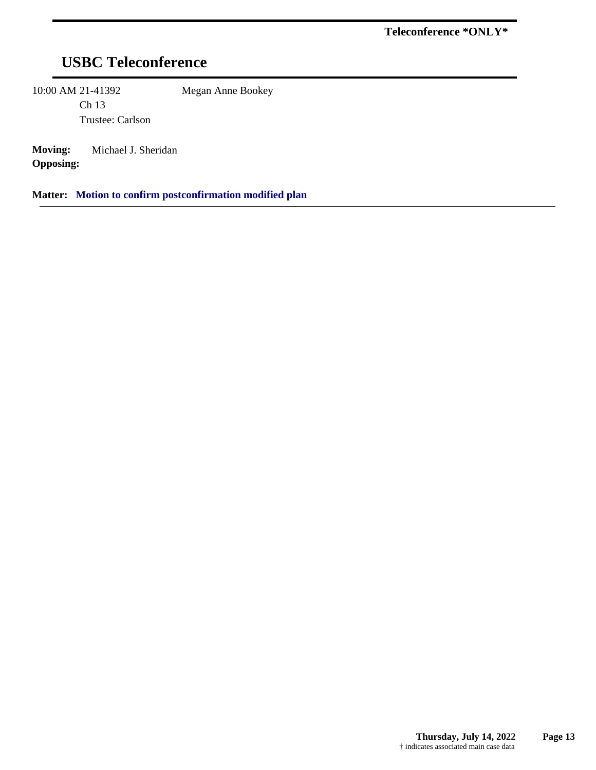**Teleconference *ONLY***

# USBC Teleconference

10:00 AM 21-41392 Megan Anne Bookey

Ch 13

Trustee: Carlson

**Moving:** Michael J. Sheridan

**Opposing:**

**Matter: Motion to confirm postconfirmation modified plan**

---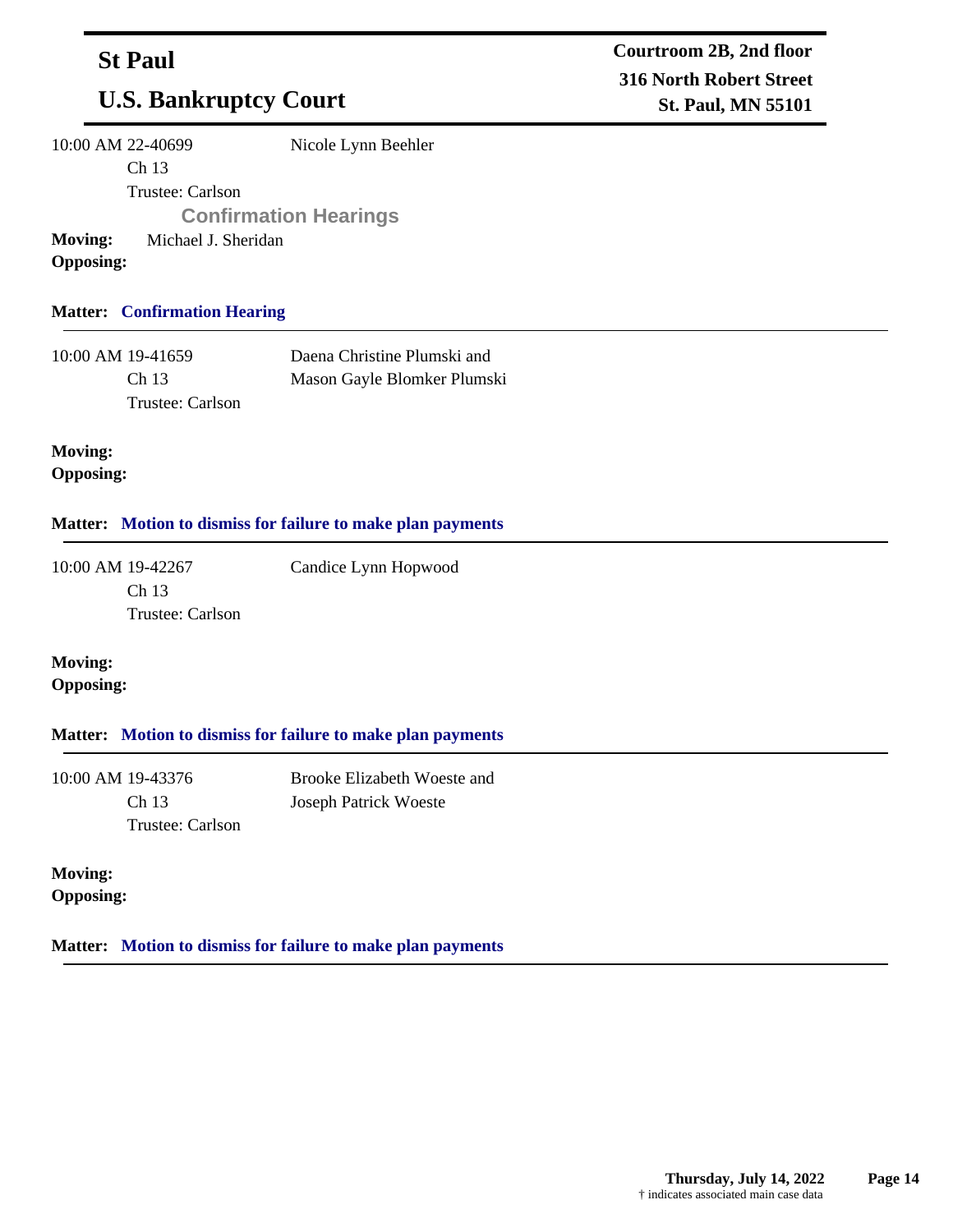**St Paul**

**U.S. Bankruptcy Court**

**Courtroom 2B, 2nd floor**
**316 North Robert Street**
**St. Paul, MN 55101**

---

10:00 AM 22-40699 Nicole Lynn Beehler
Ch 13
Trustee: Carlson

**Confirmation Hearings**

**Moving:** Michael J. Sheridan
**Opposing:**

**Matter: Confirmation Hearing**

---

10:00 AM 19-41659 Daena Christine Plumski and Mason Gayle Blomker Plumski
Ch 13
Trustee: Carlson

**Moving:**
**Opposing:**

**Matter: Motion to dismiss for failure to make plan payments**

---

10:00 AM 19-42267 Candice Lynn Hopwood
Ch 13
Trustee: Carlson

**Moving:**
**Opposing:**

**Matter: Motion to dismiss for failure to make plan payments**

---

10:00 AM 19-43376 Brooke Elizabeth Woeste and Joseph Patrick Woeste
Ch 13
Trustee: Carlson

**Moving:**
**Opposing:**

**Matter: Motion to dismiss for failure to make plan payments**

---

**Thursday, July 14, 2022**
† indicates associated main case data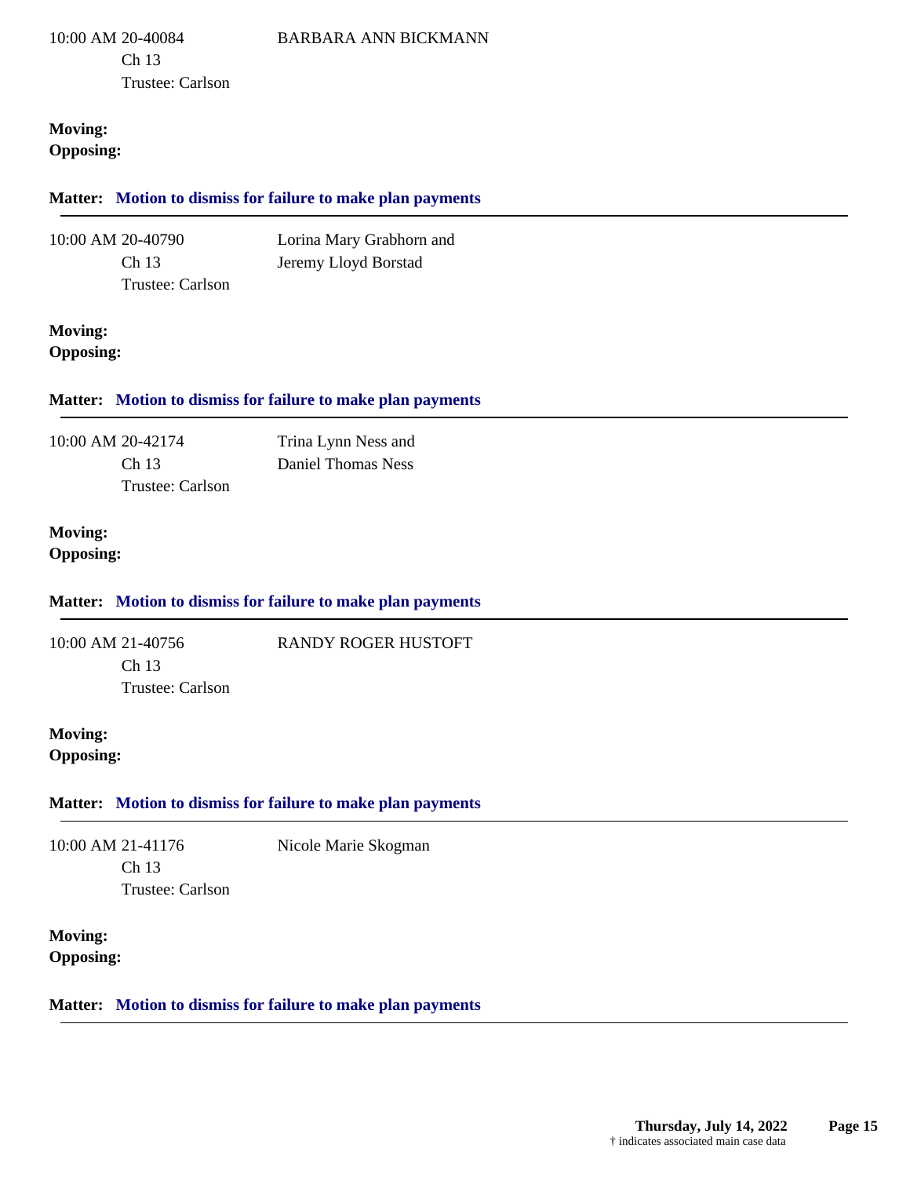10:00 AM 20-40084 BARBARA ANN BICKMANN
Ch 13
Trustee: Carlson

**Moving:**
**Opposing:**

**Matter: Motion to dismiss for failure to make plan payments**

---

10:00 AM 20-40790 Lorina Mary Grabhorn and
Ch 13 Jeremy Lloyd Borstad
Trustee: Carlson

**Moving:**
**Opposing:**

**Matter: Motion to dismiss for failure to make plan payments**

---

10:00 AM 20-42174 Trina Lynn Ness and
Ch 13 Daniel Thomas Ness
Trustee: Carlson

**Moving:**
**Opposing:**

**Matter: Motion to dismiss for failure to make plan payments**

---

10:00 AM 21-40756 RANDY ROGER HUSTOFT
Ch 13
Trustee: Carlson

**Moving:**
**Opposing:**

**Matter: Motion to dismiss for failure to make plan payments**

---

10:00 AM 21-41176 Nicole Marie Skogman
Ch 13
Trustee: Carlson

**Moving:**
**Opposing:**

**Matter: Motion to dismiss for failure to make plan payments**

---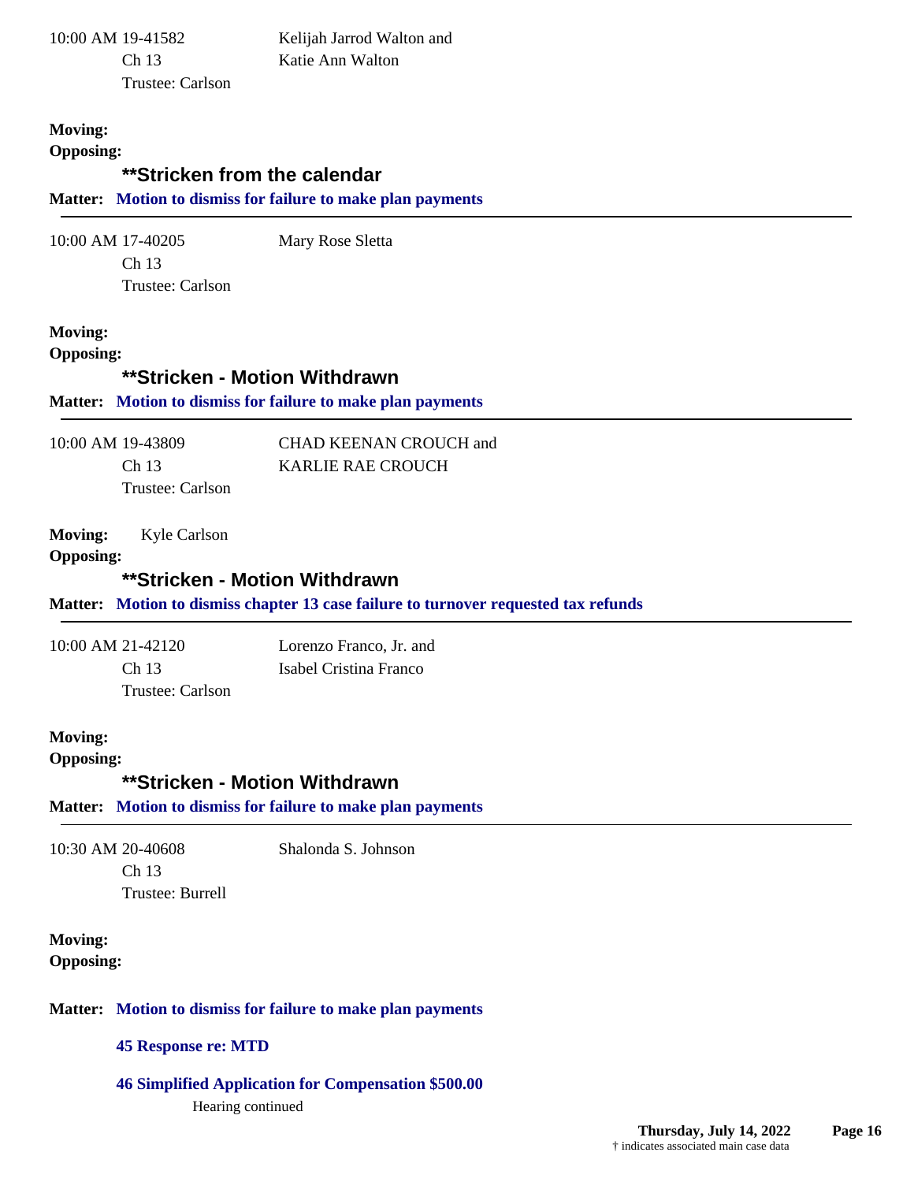10:00 AM 19-41582 Kelijah Jarrod Walton and
Ch 13 Katie Ann Walton
Trustee: Carlson

**Moving:**
**Opposing:**

**\*\*Stricken from the calendar**

**Matter: Motion to dismiss for failure to make plan payments**

---

10:00 AM 17-40205 Mary Rose Sletta
Ch 13
Trustee: Carlson

**Moving:**
**Opposing:**

**\*\*Stricken - Motion Withdrawn**

**Matter: Motion to dismiss for failure to make plan payments**

---

10:00 AM 19-43809 CHAD KEENAN CROUCH and
Ch 13 KARLIE RAE CROUCH
Trustee: Carlson

**Moving:** Kyle Carlson
**Opposing:**

**\*\*Stricken - Motion Withdrawn**

**Matter: Motion to dismiss chapter 13 case failure to turnover requested tax refunds**

---

10:00 AM 21-42120 Lorenzo Franco, Jr. and
Ch 13 Isabel Cristina Franco
Trustee: Carlson

**Moving:**
**Opposing:**

**\*\*Stricken - Motion Withdrawn**

**Matter: Motion to dismiss for failure to make plan payments**

---

10:30 AM 20-40608 Shalonda S. Johnson
Ch 13
Trustee: Burrell

**Moving:**
**Opposing:**

**Matter: Motion to dismiss for failure to make plan payments**

**45 Response re: MTD**

**46 Simplified Application for Compensation $500.00**

Hearing continued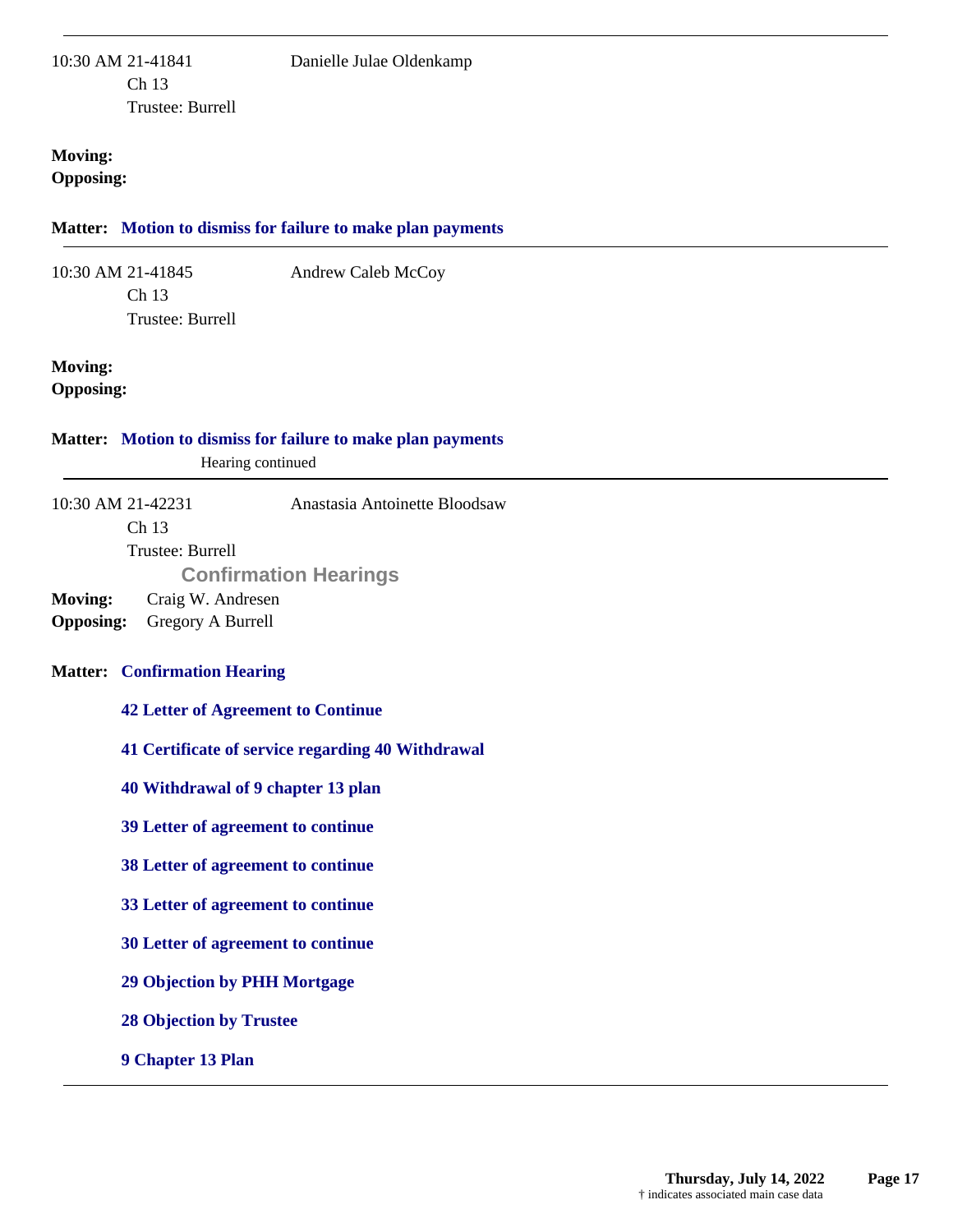10:30 AM 21-41841 Danielle Julae Oldenkamp
Ch 13
Trustee: Burrell

**Moving:**
**Opposing:**

**Matter:** **Motion to dismiss for failure to make plan payments**

---

10:30 AM 21-41845 Andrew Caleb McCoy
Ch 13
Trustee: Burrell

**Moving:**
**Opposing:**

**Matter:** **Motion to dismiss for failure to make plan payments**

Hearing continued

---

10:30 AM 21-42231 Anastasia Antoinette Bloodsaw
Ch 13
Trustee: Burrell

## Confirmation Hearings

**Moving:** Craig W. Andresen
**Opposing:** Gregory A Burrell

**Matter:** **Confirmation Hearing**

**42 Letter of Agreement to Continue**

**41 Certificate of service regarding 40 Withdrawal**

**40 Withdrawal of 9 chapter 13 plan**

**39 Letter of agreement to continue**

**38 Letter of agreement to continue**

**33 Letter of agreement to continue**

**30 Letter of agreement to continue**

**29 Objection by PHH Mortgage**

**28 Objection by Trustee**

**9 Chapter 13 Plan**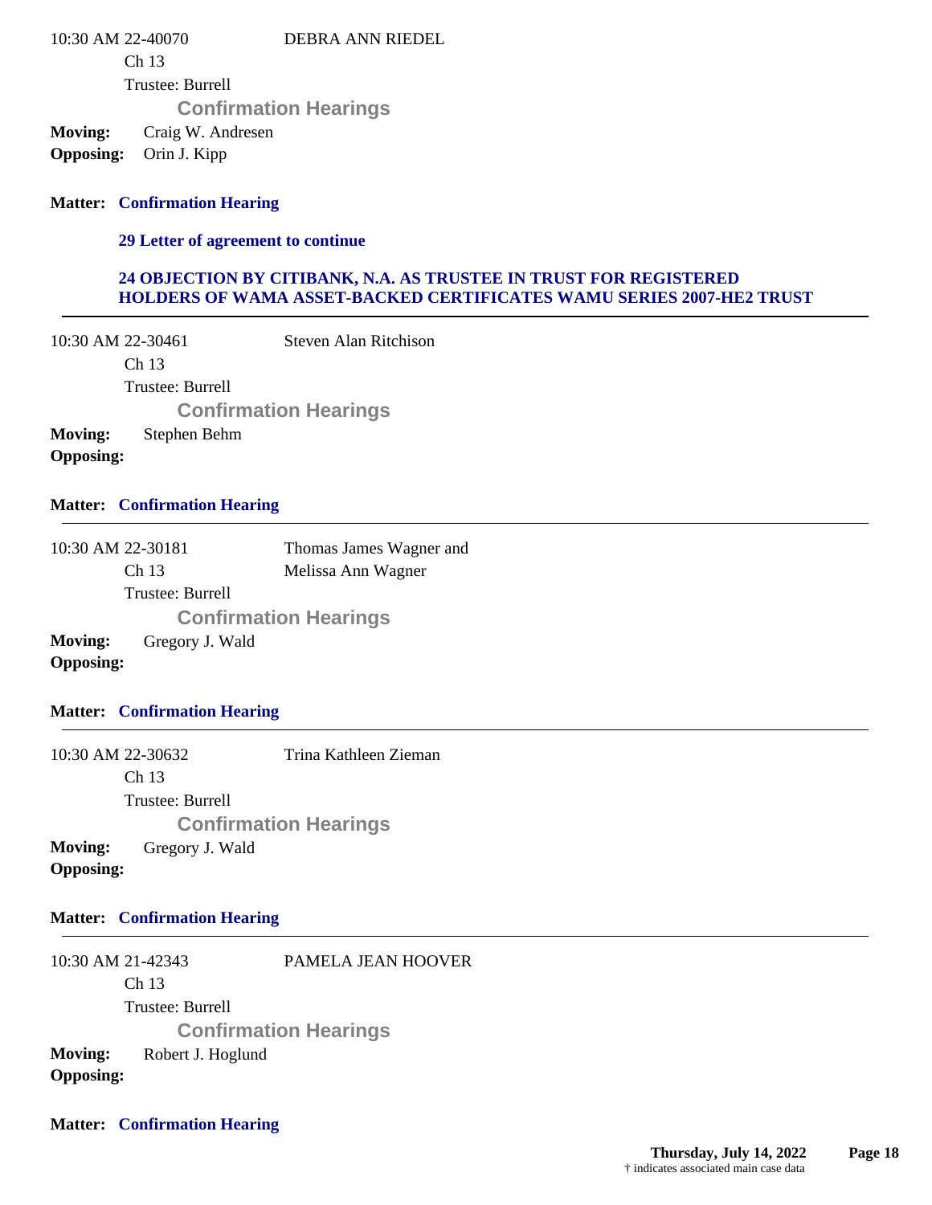10:30 AM 22-40070 DEBRA ANN RIEDEL

Ch 13

Trustee: Burrell

**Confirmation Hearings**

**Moving:** Craig W. Andresen

**Opposing:** Orin J. Kipp

**Matter: Confirmation Hearing**

**29 Letter of agreement to continue**

**24 OBJECTION BY CITIBANK, N.A. AS TRUSTEE IN TRUST FOR REGISTERED HOLDERS OF WAMA ASSET-BACKED CERTIFICATES WAMU SERIES 2007-HE2 TRUST**

---

10:30 AM 22-30461 Steven Alan Ritchison

Ch 13

Trustee: Burrell

**Confirmation Hearings**

**Moving:** Stephen Behm

**Opposing:**

**Matter: Confirmation Hearing**

---

10:30 AM 22-30181 Thomas James Wagner and Melissa Ann Wagner

Ch 13

Trustee: Burrell

**Confirmation Hearings**

**Moving:** Gregory J. Wald

**Opposing:**

**Matter: Confirmation Hearing**

---

10:30 AM 22-30632 Trina Kathleen Zieman

Ch 13

Trustee: Burrell

**Confirmation Hearings**

**Moving:** Gregory J. Wald

**Opposing:**

**Matter: Confirmation Hearing**

---

10:30 AM 21-42343 PAMELA JEAN HOOVER

Ch 13

Trustee: Burrell

**Confirmation Hearings**

**Moving:** Robert J. Hoglund

**Opposing:**

**Matter: Confirmation Hearing**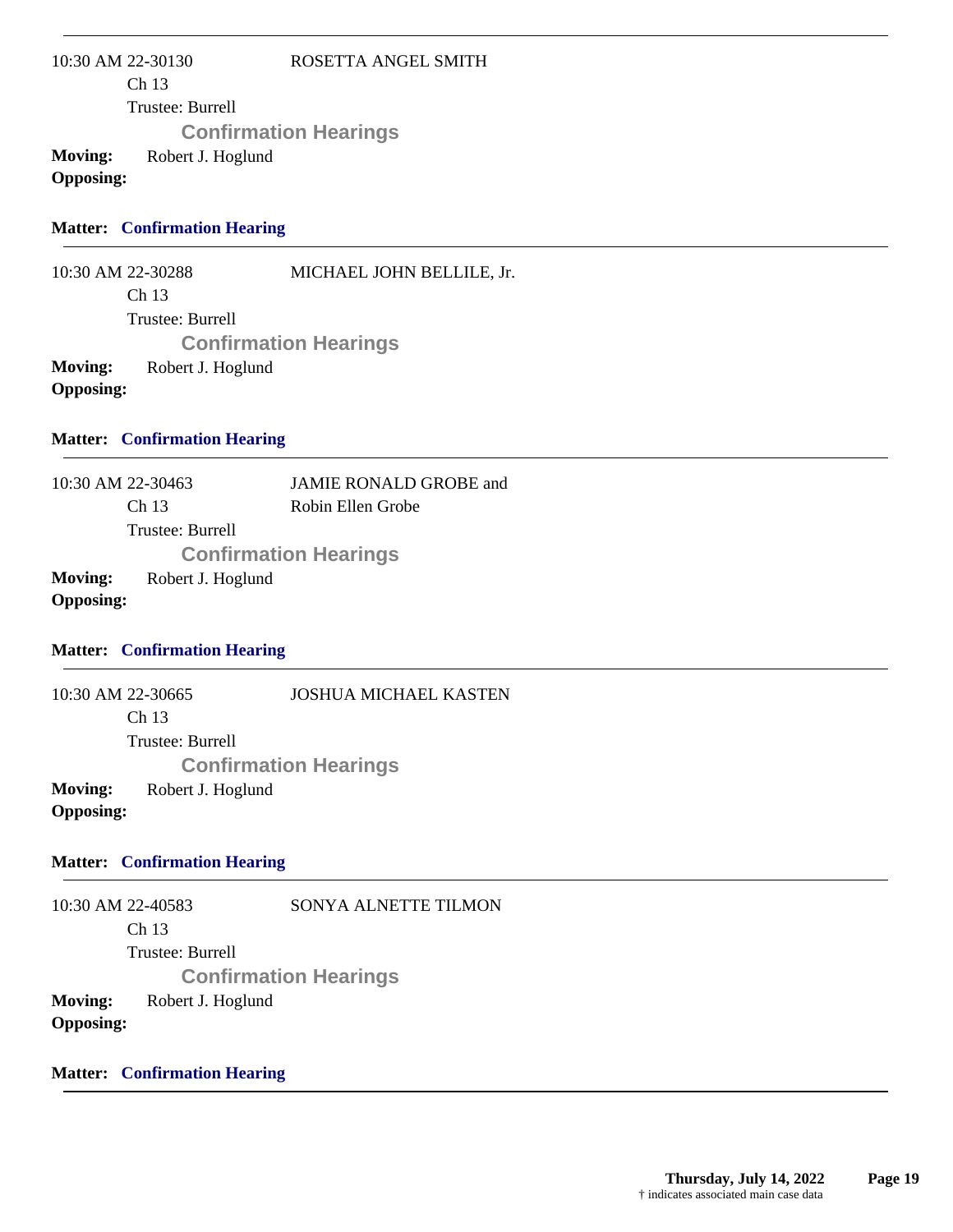---

10:30 AM 22-30130 ROSETTA ANGEL SMITH

Ch 13

Trustee: Burrell

**Confirmation Hearings**

**Moving:** Robert J. Hoglund

**Opposing:**

**Matter: Confirmation Hearing**

---

10:30 AM 22-30288 MICHAEL JOHN BELLILE, Jr.

Ch 13

Trustee: Burrell

**Confirmation Hearings**

**Moving:** Robert J. Hoglund

**Opposing:**

**Matter: Confirmation Hearing**

---

10:30 AM 22-30463 JAMIE RONALD GROBE and Robin Ellen Grobe

Ch 13

Trustee: Burrell

**Confirmation Hearings**

**Moving:** Robert J. Hoglund

**Opposing:**

**Matter: Confirmation Hearing**

---

10:30 AM 22-30665 JOSHUA MICHAEL KASTEN

Ch 13

Trustee: Burrell

**Confirmation Hearings**

**Moving:** Robert J. Hoglund

**Opposing:**

**Matter: Confirmation Hearing**

---

10:30 AM 22-40583 SONYA ALNETTE TILMON

Ch 13

Trustee: Burrell

**Confirmation Hearings**

**Moving:** Robert J. Hoglund

**Opposing:**

**Matter: Confirmation Hearing**

---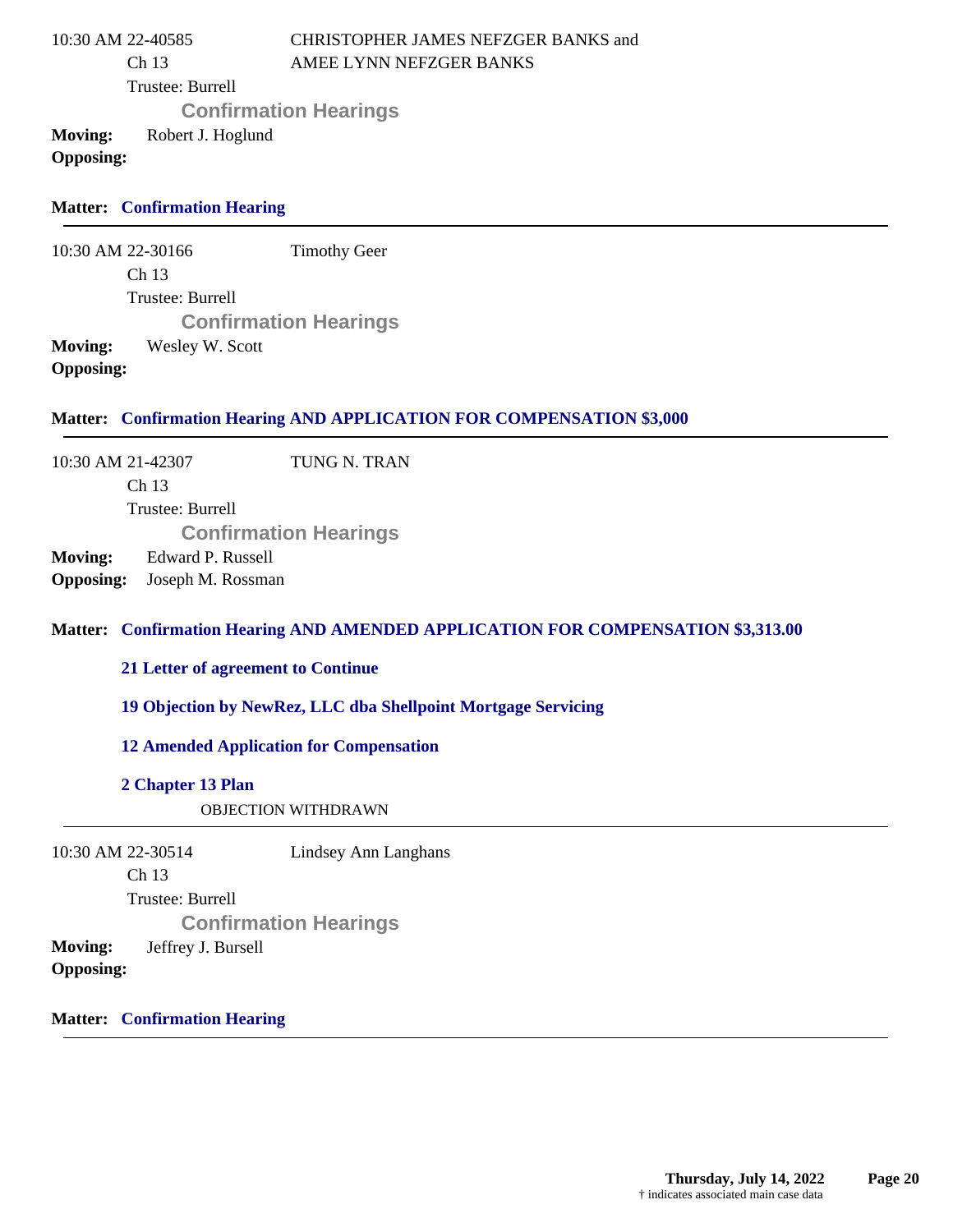10:30 AM 22-40585 CHRISTOPHER JAMES NEFZGER BANKS and AMEE LYNN NEFZGER BANKS

Ch 13

Trustee: Burrell

**Confirmation Hearings**

**Moving:** Robert J. Hoglund

**Opposing:**

**Matter: Confirmation Hearing**

---

10:30 AM 22-30166 Timothy Geer

Ch 13

Trustee: Burrell

**Confirmation Hearings**

**Moving:** Wesley W. Scott

**Opposing:**

**Matter: Confirmation Hearing AND APPLICATION FOR COMPENSATION $3,000**

---

10:30 AM 21-42307 TUNG N. TRAN

Ch 13

Trustee: Burrell

**Confirmation Hearings**

**Moving:** Edward P. Russell

**Opposing:** Joseph M. Rossman

**Matter: Confirmation Hearing AND AMENDED APPLICATION FOR COMPENSATION $3,313.00**

**21 Letter of agreement to Continue**

**19 Objection by NewRez, LLC dba Shellpoint Mortgage Servicing**

**12 Amended Application for Compensation**

**2 Chapter 13 Plan**

OBJECTION WITHDRAWN

---

10:30 AM 22-30514 Lindsey Ann Langhans

Ch 13

Trustee: Burrell

**Confirmation Hearings**

**Moving:** Jeffrey J. Bursell

**Opposing:**

**Matter: Confirmation Hearing**

---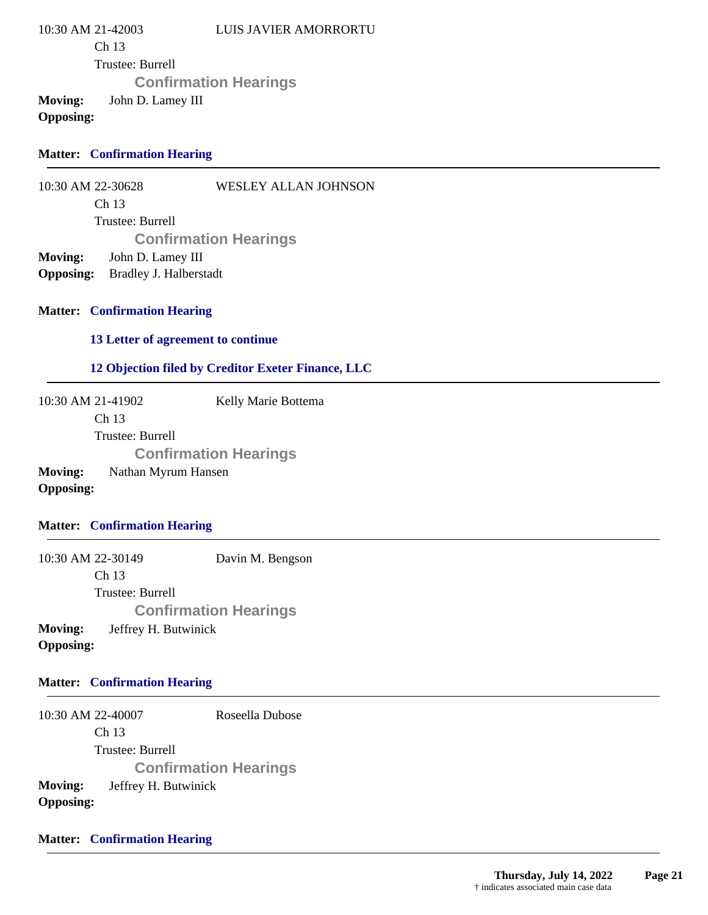10:30 AM 21-42003 LUIS JAVIER AMORRORTU

Ch 13

Trustee: Burrell

**Confirmation Hearings**

**Moving:** John D. Lamey III

**Opposing:**

**Matter: Confirmation Hearing**

---

10:30 AM 22-30628 WESLEY ALLAN JOHNSON

Ch 13

Trustee: Burrell

**Confirmation Hearings**

**Moving:** John D. Lamey III

**Opposing:** Bradley J. Halberstadt

**Matter: Confirmation Hearing**

**13 Letter of agreement to continue**

**12 Objection filed by Creditor Exeter Finance, LLC**

---

10:30 AM 21-41902 Kelly Marie Bottema

Ch 13

Trustee: Burrell

**Confirmation Hearings**

**Moving:** Nathan Myrum Hansen

**Opposing:**

**Matter: Confirmation Hearing**

---

10:30 AM 22-30149 Davin M. Bengson

Ch 13

Trustee: Burrell

**Confirmation Hearings**

**Moving:** Jeffrey H. Butwinick

**Opposing:**

**Matter: Confirmation Hearing**

---

10:30 AM 22-40007 Roseella Dubose

Ch 13

Trustee: Burrell

**Confirmation Hearings**

**Moving:** Jeffrey H. Butwinick

**Opposing:**

**Matter: Confirmation Hearing**

---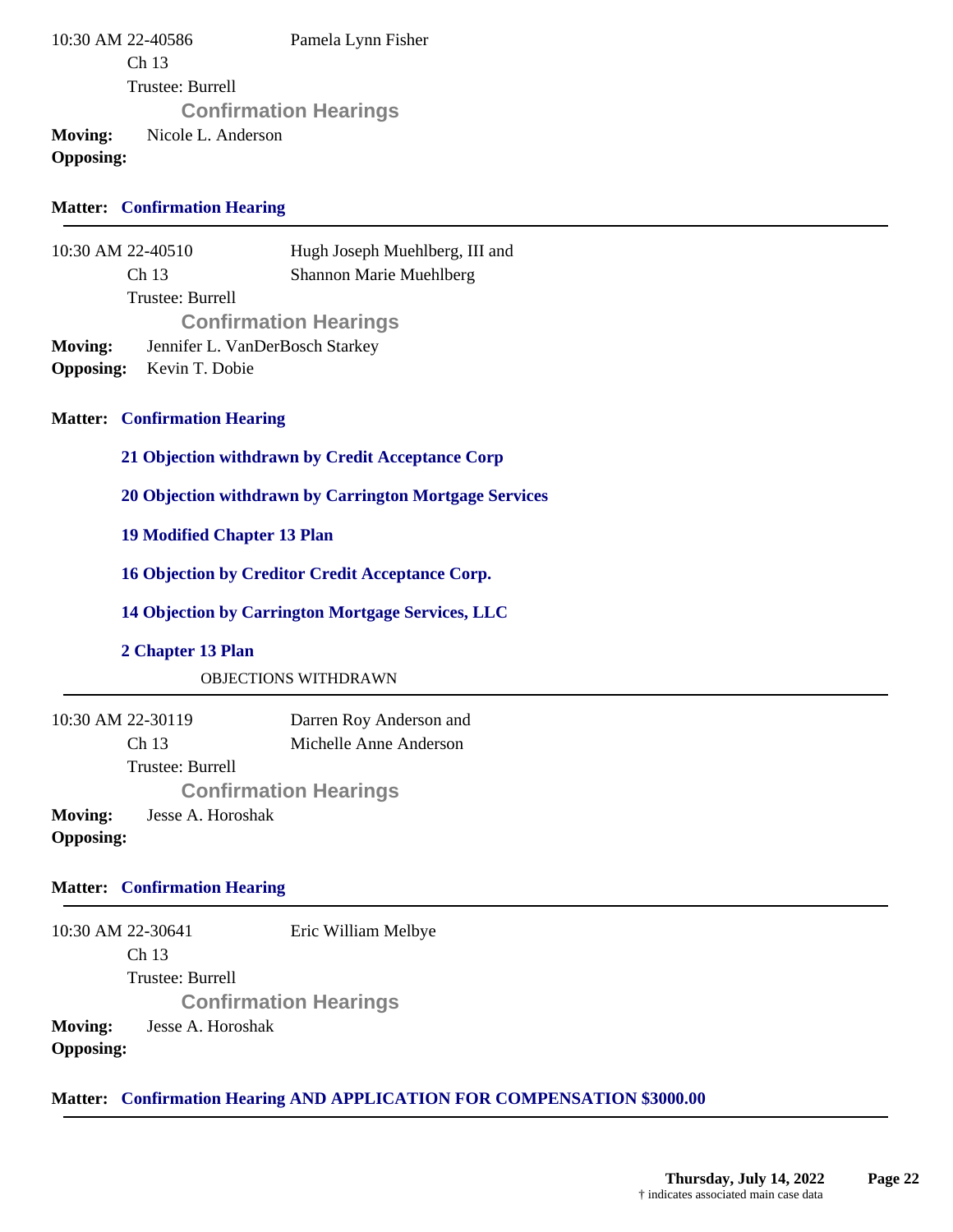10:30 AM 22-40586 Pamela Lynn Fisher

Ch 13

Trustee: Burrell

**Confirmation Hearings**

**Moving:** Nicole L. Anderson

**Opposing:**

**Matter: Confirmation Hearing**

---

10:30 AM 22-40510 Hugh Joseph Muehlberg, III and Shannon Marie Muehlberg

Ch 13

Trustee: Burrell

**Confirmation Hearings**

**Moving:** Jennifer L. VanDerBosch Starkey

**Opposing:** Kevin T. Dobie

**Matter: Confirmation Hearing**

**21 Objection withdrawn by Credit Acceptance Corp**

**20 Objection withdrawn by Carrington Mortgage Services**

**19 Modified Chapter 13 Plan**

**16 Objection by Creditor Credit Acceptance Corp.**

**14 Objection by Carrington Mortgage Services, LLC**

**2 Chapter 13 Plan**

OBJECTIONS WITHDRAWN

---

10:30 AM 22-30119 Darren Roy Anderson and Michelle Anne Anderson

Ch 13

Trustee: Burrell

**Confirmation Hearings**

**Moving:** Jesse A. Horoshak

**Opposing:**

**Matter: Confirmation Hearing**

---

10:30 AM 22-30641 Eric William Melbye

Ch 13

Trustee: Burrell

**Confirmation Hearings**

**Moving:** Jesse A. Horoshak

**Opposing:**

**Matter: Confirmation Hearing AND APPLICATION FOR COMPENSATION $3000.00**

---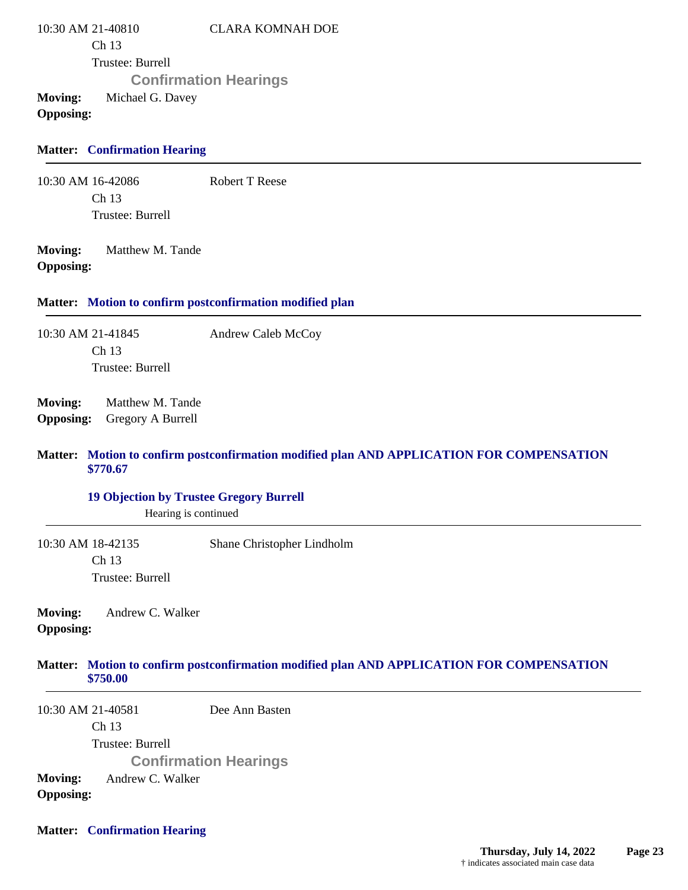10:30 AM 21-40810 CLARA KOMNAH DOE

Ch 13

Trustee: Burrell

**Confirmation Hearings**

**Moving:** Michael G. Davey

**Opposing:**

**Matter: Confirmation Hearing**

---

10:30 AM 16-42086 Robert T Reese

Ch 13

Trustee: Burrell

**Moving:** Matthew M. Tande

**Opposing:**

**Matter: Motion to confirm postconfirmation modified plan**

---

10:30 AM 21-41845 Andrew Caleb McCoy

Ch 13

Trustee: Burrell

**Moving:** Matthew M. Tande

**Opposing:** Gregory A Burrell

**Matter: Motion to confirm postconfirmation modified plan AND APPLICATION FOR COMPENSATION $770.67**

**19 Objection by Trustee Gregory Burrell**

Hearing is continued

---

10:30 AM 18-42135 Shane Christopher Lindholm

Ch 13

Trustee: Burrell

**Moving:** Andrew C. Walker

**Opposing:**

**Matter: Motion to confirm postconfirmation modified plan AND APPLICATION FOR COMPENSATION $750.00**

---

10:30 AM 21-40581 Dee Ann Basten

Ch 13

Trustee: Burrell

**Confirmation Hearings**

**Moving:** Andrew C. Walker

**Opposing:**

**Matter: Confirmation Hearing**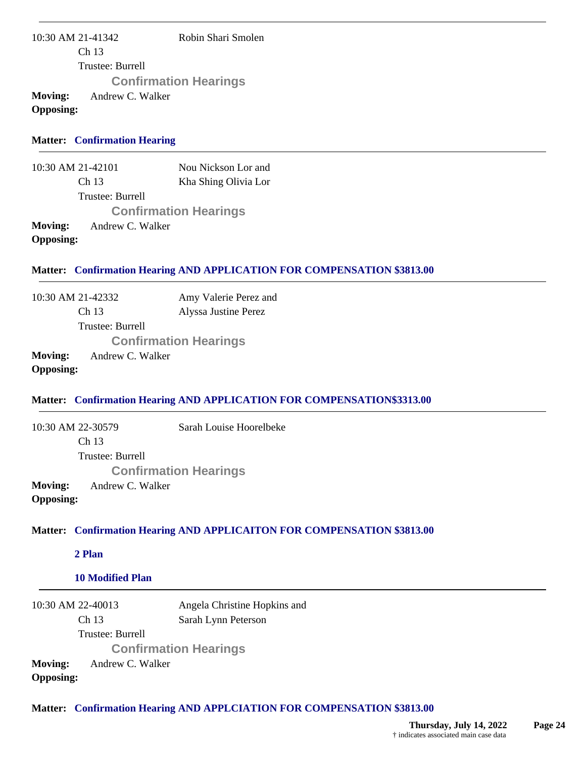10:30 AM 21-41342 Robin Shari Smolen
Ch 13
Trustee: Burrell

**Confirmation Hearings**

**Moving:** Andrew C. Walker
**Opposing:**

**Matter: Confirmation Hearing**

---

10:30 AM 21-42101 Nou Nickson Lor and Kha Shing Olivia Lor
Ch 13
Trustee: Burrell

**Confirmation Hearings**

**Moving:** Andrew C. Walker
**Opposing:**

**Matter: Confirmation Hearing AND APPLICATION FOR COMPENSATION $3813.00**

---

10:30 AM 21-42332 Amy Valerie Perez and Alyssa Justine Perez
Ch 13
Trustee: Burrell

**Confirmation Hearings**

**Moving:** Andrew C. Walker
**Opposing:**

**Matter: Confirmation Hearing AND APPLICATION FOR COMPENSATION$3313.00**

---

10:30 AM 22-30579 Sarah Louise Hoorelbeke
Ch 13
Trustee: Burrell

**Confirmation Hearings**

**Moving:** Andrew C. Walker
**Opposing:**

**Matter: Confirmation Hearing AND APPLICAITON FOR COMPENSATION $3813.00**

**2 Plan**

**10 Modified Plan**

---

10:30 AM 22-40013 Angela Christine Hopkins and Sarah Lynn Peterson
Ch 13
Trustee: Burrell

**Confirmation Hearings**

**Moving:** Andrew C. Walker
**Opposing:**

**Matter: Confirmation Hearing AND APPLCIATION FOR COMPENSATION $3813.00**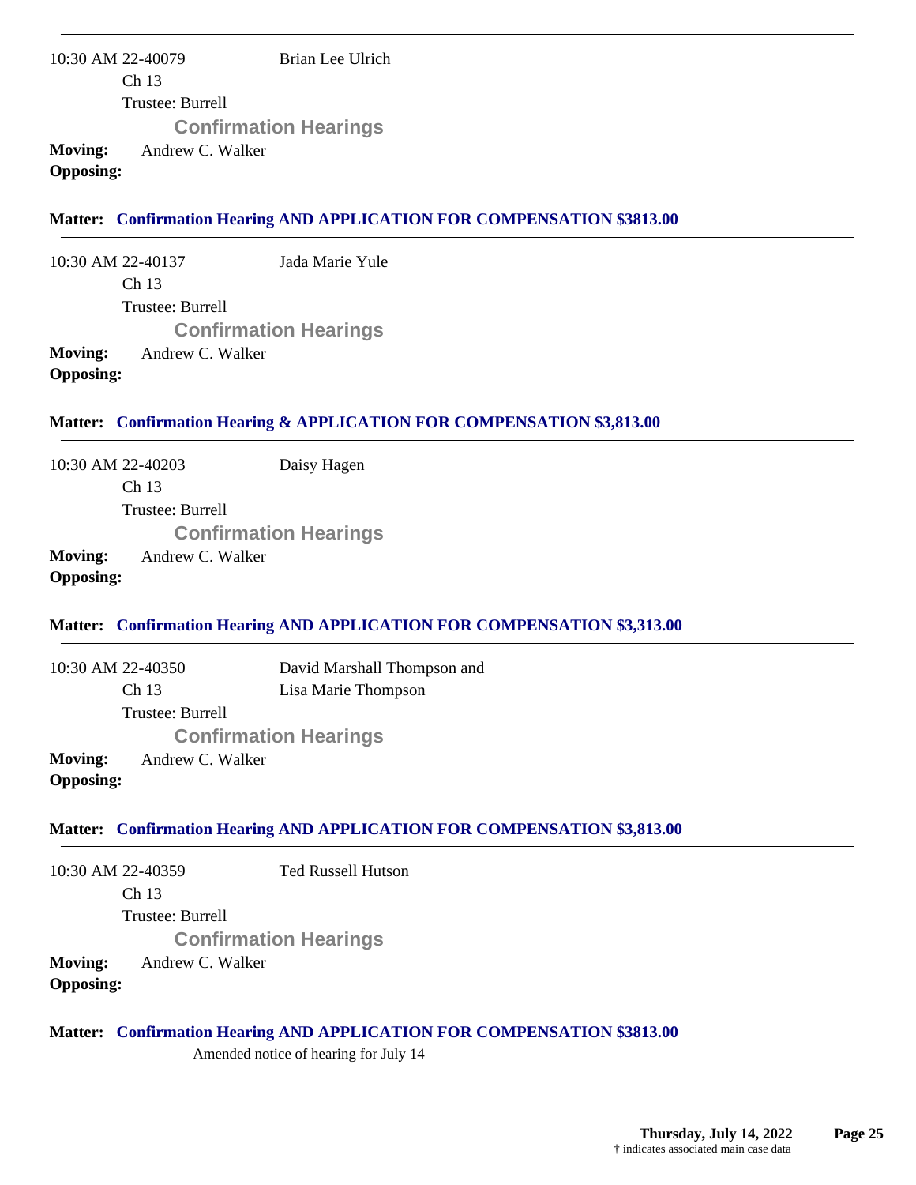---

10:30 AM 22-40079 Brian Lee Ulrich
Ch 13
Trustee: Burrell

**Confirmation Hearings**

**Moving:** Andrew C. Walker
**Opposing:**

**Matter: Confirmation Hearing AND APPLICATION FOR COMPENSATION $3813.00**

---

10:30 AM 22-40137 Jada Marie Yule
Ch 13
Trustee: Burrell

**Confirmation Hearings**

**Moving:** Andrew C. Walker
**Opposing:**

**Matter: Confirmation Hearing & APPLICATION FOR COMPENSATION $3,813.00**

---

10:30 AM 22-40203 Daisy Hagen
Ch 13
Trustee: Burrell

**Confirmation Hearings**

**Moving:** Andrew C. Walker
**Opposing:**

**Matter: Confirmation Hearing AND APPLICATION FOR COMPENSATION $3,313.00**

---

10:30 AM 22-40350 David Marshall Thompson and Lisa Marie Thompson
Ch 13
Trustee: Burrell

**Confirmation Hearings**

**Moving:** Andrew C. Walker
**Opposing:**

**Matter: Confirmation Hearing AND APPLICATION FOR COMPENSATION $3,813.00**

---

10:30 AM 22-40359 Ted Russell Hutson
Ch 13
Trustee: Burrell

**Confirmation Hearings**

**Moving:** Andrew C. Walker
**Opposing:**

**Matter: Confirmation Hearing AND APPLICATION FOR COMPENSATION $3813.00**

Amended notice of hearing for July 14

---

† indicates associated main case data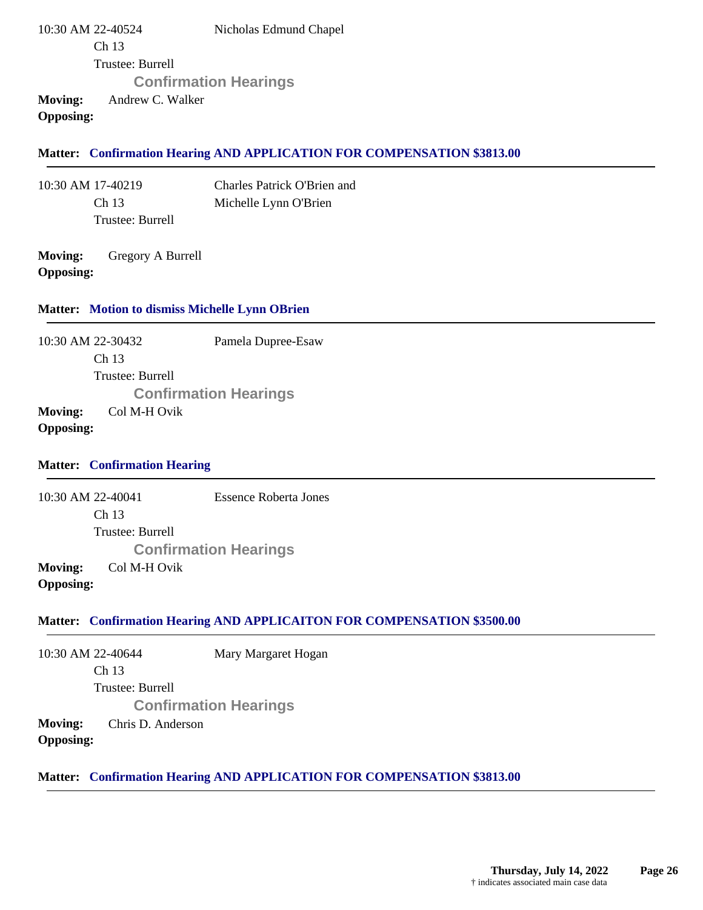10:30 AM 22-40524 Nicholas Edmund Chapel
Ch 13
Trustee: Burrell

**Confirmation Hearings**

**Moving:** Andrew C. Walker
**Opposing:**

**Matter: Confirmation Hearing AND APPLICATION FOR COMPENSATION $3813.00**

---

10:30 AM 17-40219 Charles Patrick O'Brien and
Ch 13 Michelle Lynn O'Brien
Trustee: Burrell

**Moving:** Gregory A Burrell
**Opposing:**

**Matter: Motion to dismiss Michelle Lynn OBrien**

---

10:30 AM 22-30432 Pamela Dupree-Esaw
Ch 13
Trustee: Burrell

**Confirmation Hearings**

**Moving:** Col M-H Ovik
**Opposing:**

**Matter: Confirmation Hearing**

---

10:30 AM 22-40041 Essence Roberta Jones
Ch 13
Trustee: Burrell

**Confirmation Hearings**

**Moving:** Col M-H Ovik
**Opposing:**

**Matter: Confirmation Hearing AND APPLICAITON FOR COMPENSATION $3500.00**

---

10:30 AM 22-40644 Mary Margaret Hogan
Ch 13
Trustee: Burrell

**Confirmation Hearings**

**Moving:** Chris D. Anderson
**Opposing:**

**Matter: Confirmation Hearing AND APPLICATION FOR COMPENSATION $3813.00**

---

**Thursday, July 14, 2022**
† indicates associated main case data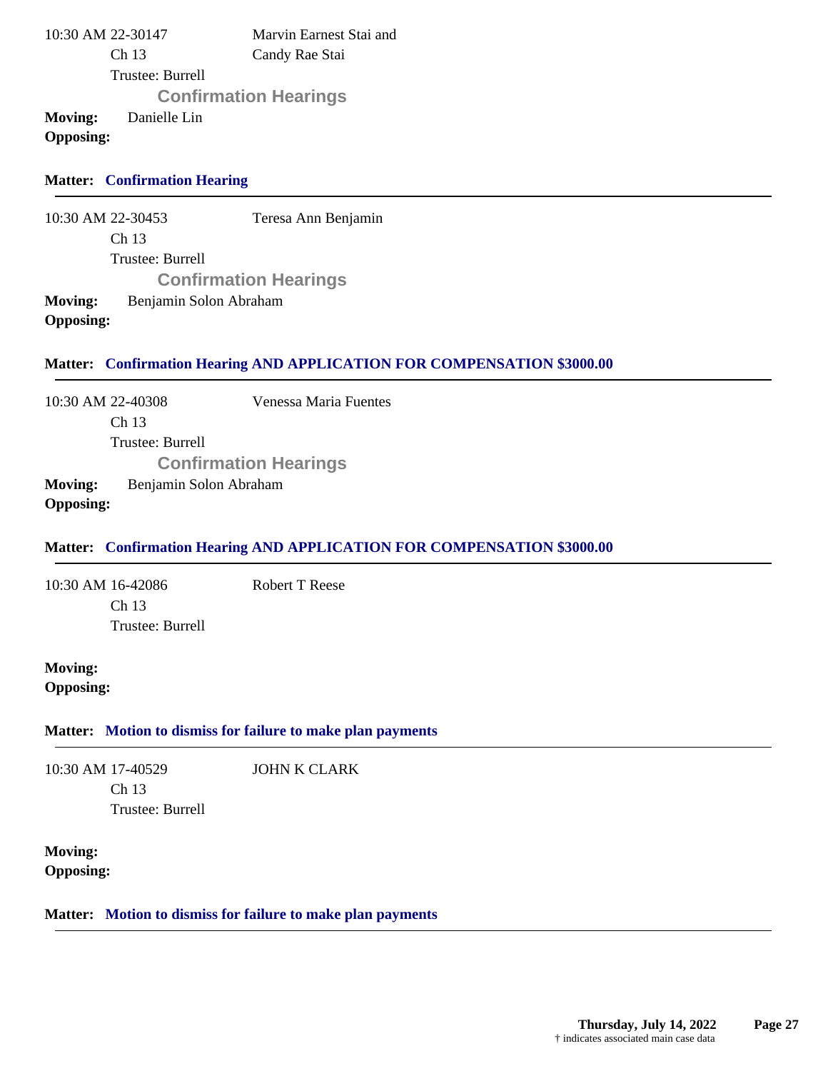10:30 AM 22-30147 Marvin Earnest Stai and Candy Rae Stai
Ch 13
Trustee: Burrell

**Confirmation Hearings**

**Moving:** Danielle Lin
**Opposing:**

**Matter: Confirmation Hearing**

---

10:30 AM 22-30453 Teresa Ann Benjamin
Ch 13
Trustee: Burrell

**Confirmation Hearings**

**Moving:** Benjamin Solon Abraham
**Opposing:**

**Matter: Confirmation Hearing AND APPLICATION FOR COMPENSATION $3000.00**

---

10:30 AM 22-40308 Venessa Maria Fuentes
Ch 13
Trustee: Burrell

**Confirmation Hearings**

**Moving:** Benjamin Solon Abraham
**Opposing:**

**Matter: Confirmation Hearing AND APPLICATION FOR COMPENSATION $3000.00**

---

10:30 AM 16-42086 Robert T Reese
Ch 13
Trustee: Burrell

**Moving:**
**Opposing:**

**Matter: Motion to dismiss for failure to make plan payments**

---

10:30 AM 17-40529 JOHN K CLARK
Ch 13
Trustee: Burrell

**Moving:**
**Opposing:**

**Matter: Motion to dismiss for failure to make plan payments**

---

† indicates associated main case data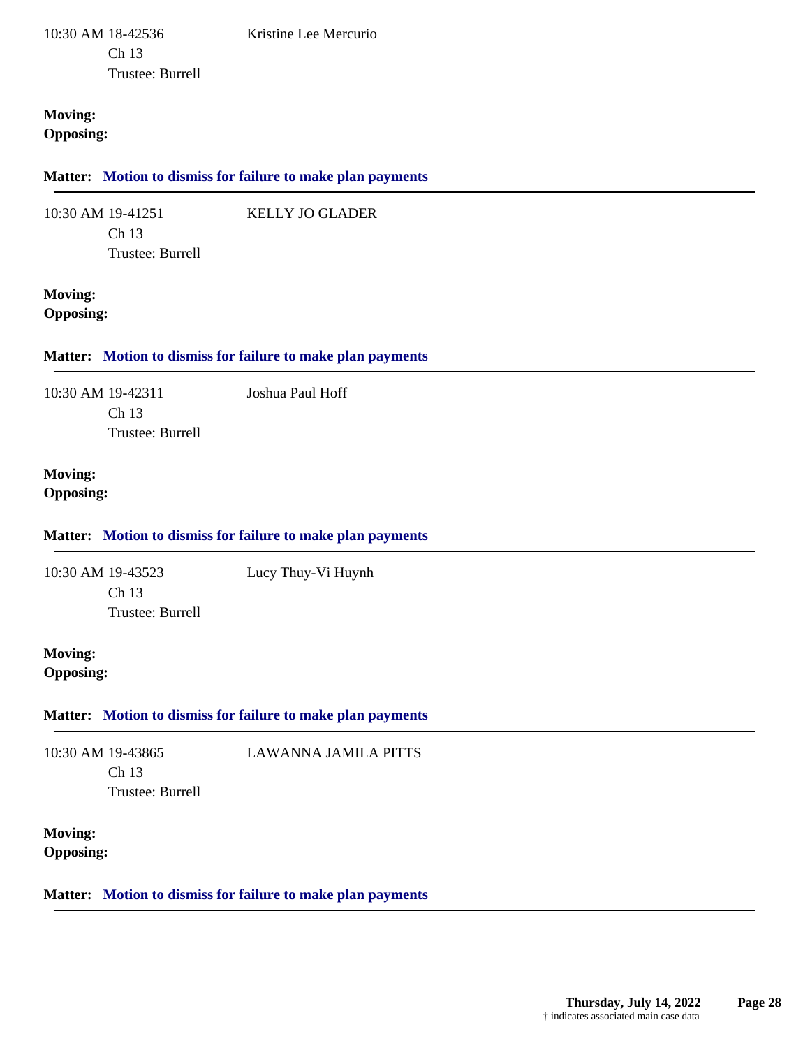10:30 AM 18-42536 Kristine Lee Mercurio
Ch 13
Trustee: Burrell

**Moving:**
**Opposing:**

**Matter: Motion to dismiss for failure to make plan payments**

---

10:30 AM 19-41251 KELLY JO GLADER
Ch 13
Trustee: Burrell

**Moving:**
**Opposing:**

**Matter: Motion to dismiss for failure to make plan payments**

---

10:30 AM 19-42311 Joshua Paul Hoff
Ch 13
Trustee: Burrell

**Moving:**
**Opposing:**

**Matter: Motion to dismiss for failure to make plan payments**

---

10:30 AM 19-43523 Lucy Thuy-Vi Huynh
Ch 13
Trustee: Burrell

**Moving:**
**Opposing:**

**Matter: Motion to dismiss for failure to make plan payments**

---

10:30 AM 19-43865 LAWANNA JAMILA PITTS
Ch 13
Trustee: Burrell

**Moving:**
**Opposing:**

**Matter: Motion to dismiss for failure to make plan payments**

---

† indicates associated main case data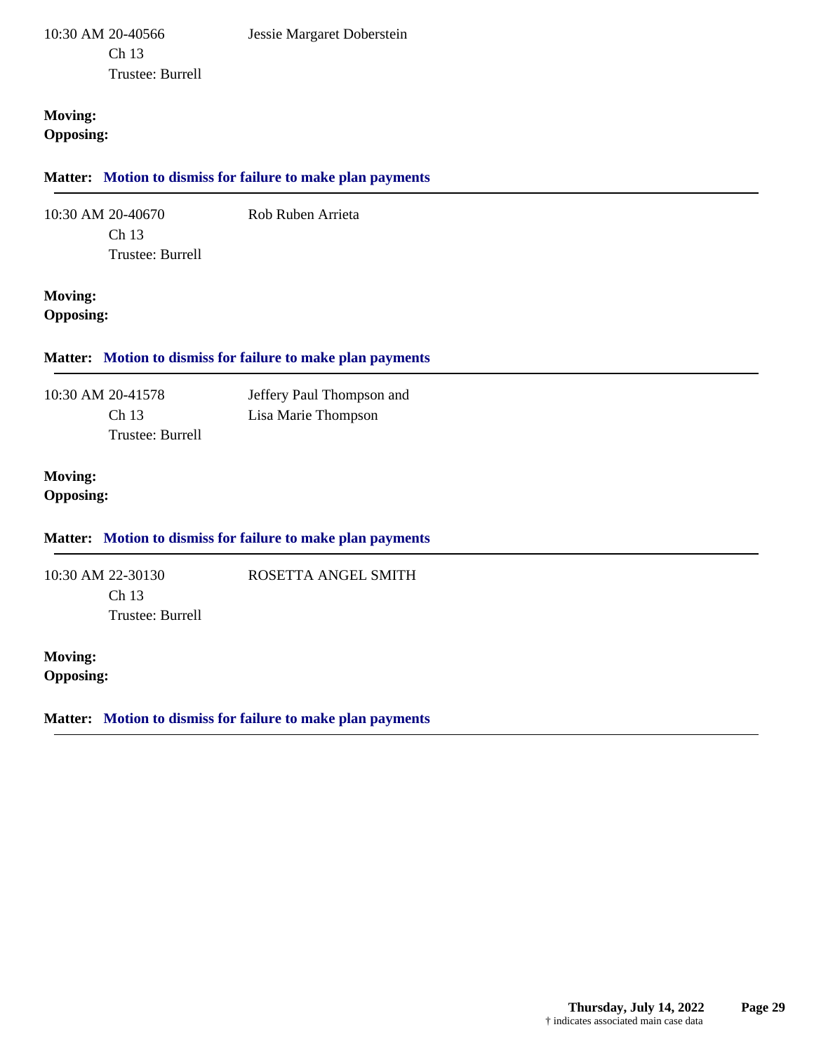10:30 AM 20-40566 Jessie Margaret Doberstein
Ch 13
Trustee: Burrell

**Moving:**
**Opposing:**

**Matter: Motion to dismiss for failure to make plan payments**

---

10:30 AM 20-40670 Rob Ruben Arrieta
Ch 13
Trustee: Burrell

**Moving:**
**Opposing:**

**Matter: Motion to dismiss for failure to make plan payments**

---

10:30 AM 20-41578 Jeffery Paul Thompson and Lisa Marie Thompson
Ch 13
Trustee: Burrell

**Moving:**
**Opposing:**

**Matter: Motion to dismiss for failure to make plan payments**

---

10:30 AM 22-30130 ROSETTA ANGEL SMITH
Ch 13
Trustee: Burrell

**Moving:**
**Opposing:**

**Matter: Motion to dismiss for failure to make plan payments**

---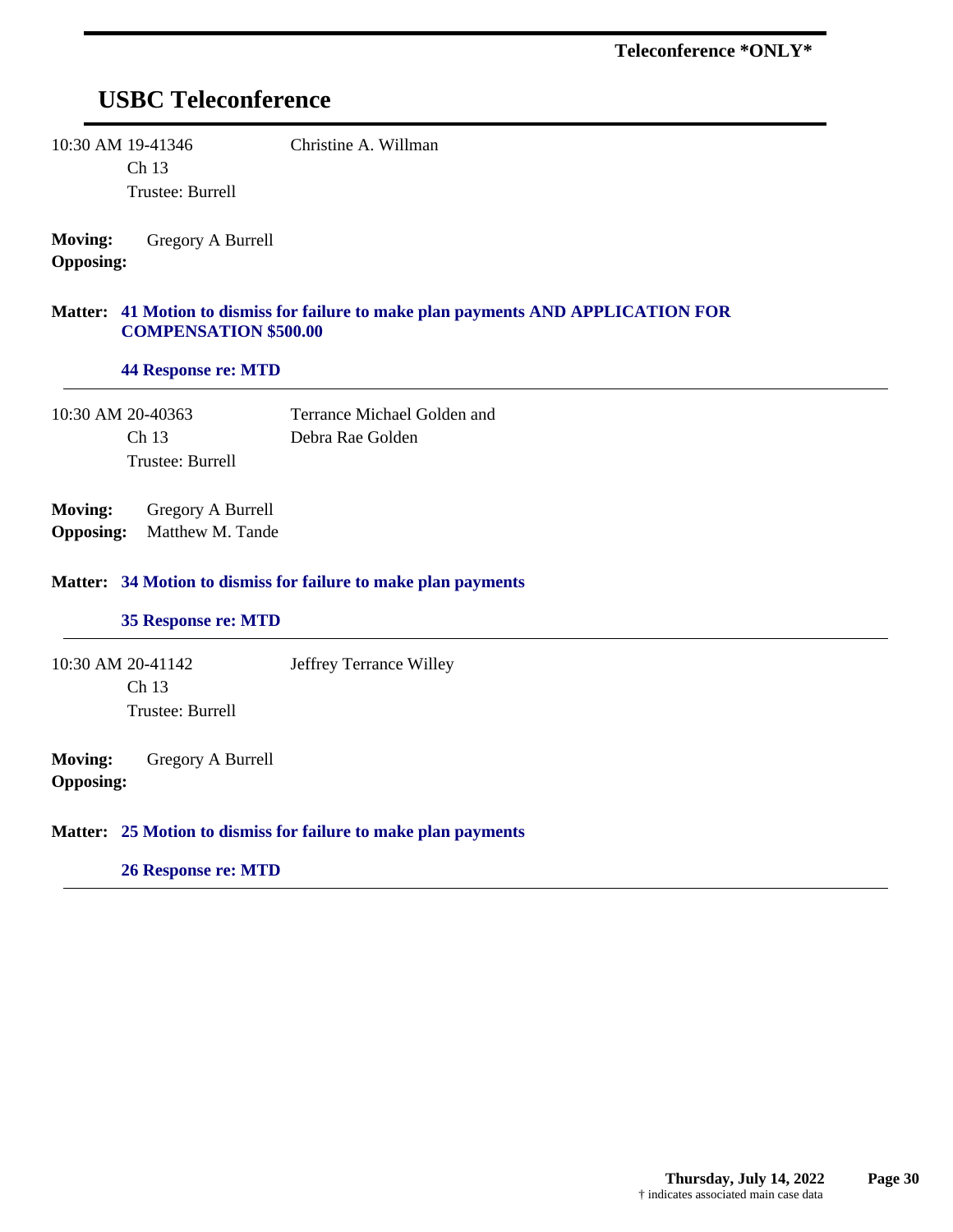**Teleconference *ONLY***

## USBC Teleconference

10:30 AM 19-41346 Christine A. Willman
Ch 13
Trustee: Burrell

**Moving:** Gregory A Burrell
**Opposing:**

**Matter: 41 Motion to dismiss for failure to make plan payments AND APPLICATION FOR COMPENSATION $500.00**

**44 Response re: MTD**

---

10:30 AM 20-40363 Terrance Michael Golden and Debra Rae Golden
Ch 13
Trustee: Burrell

**Moving:** Gregory A Burrell
**Opposing:** Matthew M. Tande

**Matter: 34 Motion to dismiss for failure to make plan payments**

**35 Response re: MTD**

---

10:30 AM 20-41142 Jeffrey Terrance Willey
Ch 13
Trustee: Burrell

**Moving:** Gregory A Burrell
**Opposing:**

**Matter: 25 Motion to dismiss for failure to make plan payments**

**26 Response re: MTD**

---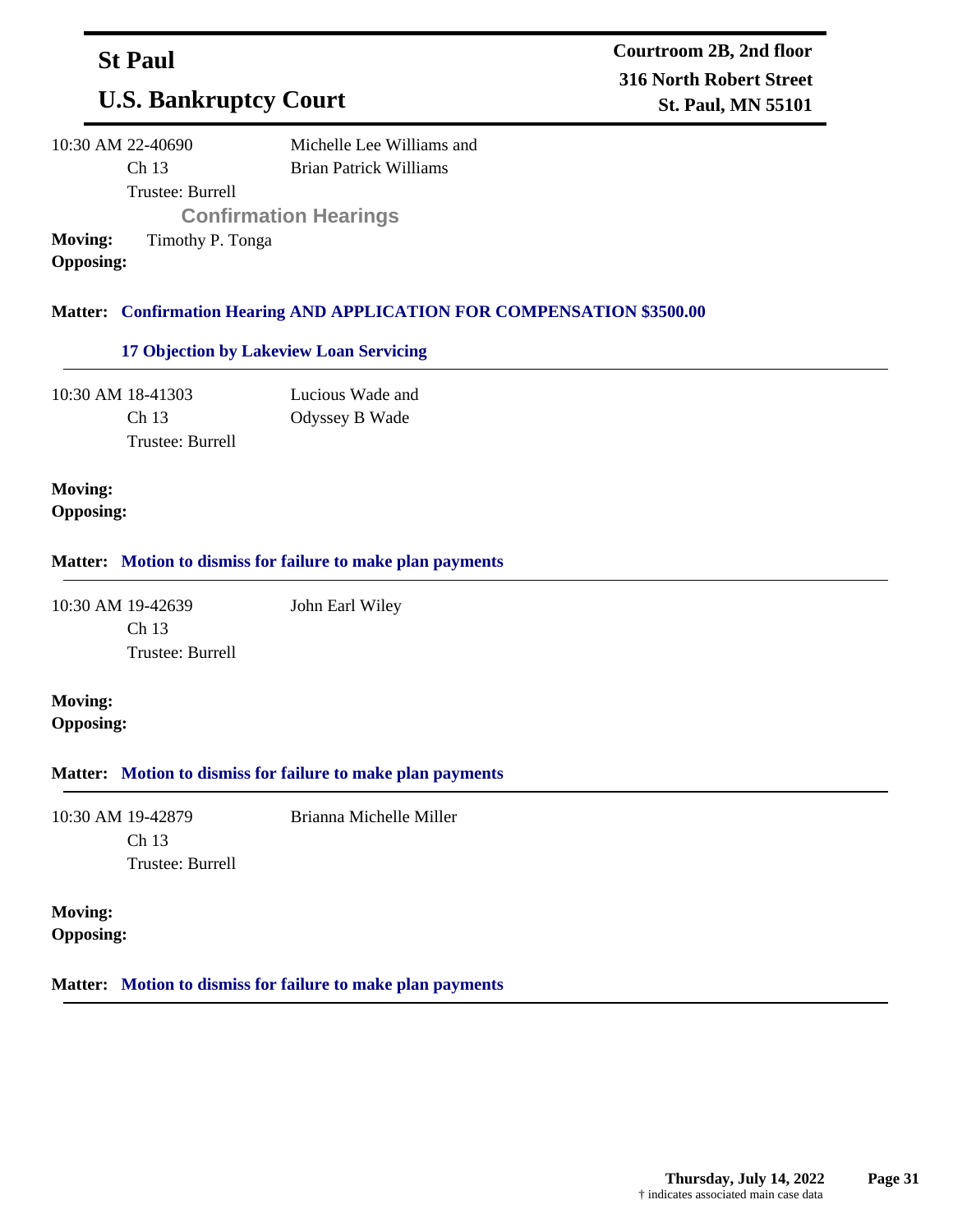# St Paul

## U.S. Bankruptcy Court

**Courtroom 2B, 2nd floor**
**316 North Robert Street**
**St. Paul, MN 55101**

---

10:30 AM 22-40690
Ch 13
Trustee: Burrell

Michelle Lee Williams and
Brian Patrick Williams

**Confirmation Hearings**

**Moving:** Timothy P. Tonga
**Opposing:**

**Matter: Confirmation Hearing AND APPLICATION FOR COMPENSATION $3500.00**

**17 Objection by Lakeview Loan Servicing**

---

10:30 AM 18-41303
Ch 13
Trustee: Burrell

Lucious Wade and
Odyssey B Wade

**Moving:**
**Opposing:**

**Matter: Motion to dismiss for failure to make plan payments**

---

10:30 AM 19-42639
Ch 13
Trustee: Burrell

John Earl Wiley

**Moving:**
**Opposing:**

**Matter: Motion to dismiss for failure to make plan payments**

---

10:30 AM 19-42879
Ch 13
Trustee: Burrell

Brianna Michelle Miller

**Moving:**
**Opposing:**

**Matter: Motion to dismiss for failure to make plan payments**

---

Thursday, July 14, 2022

† indicates associated main case data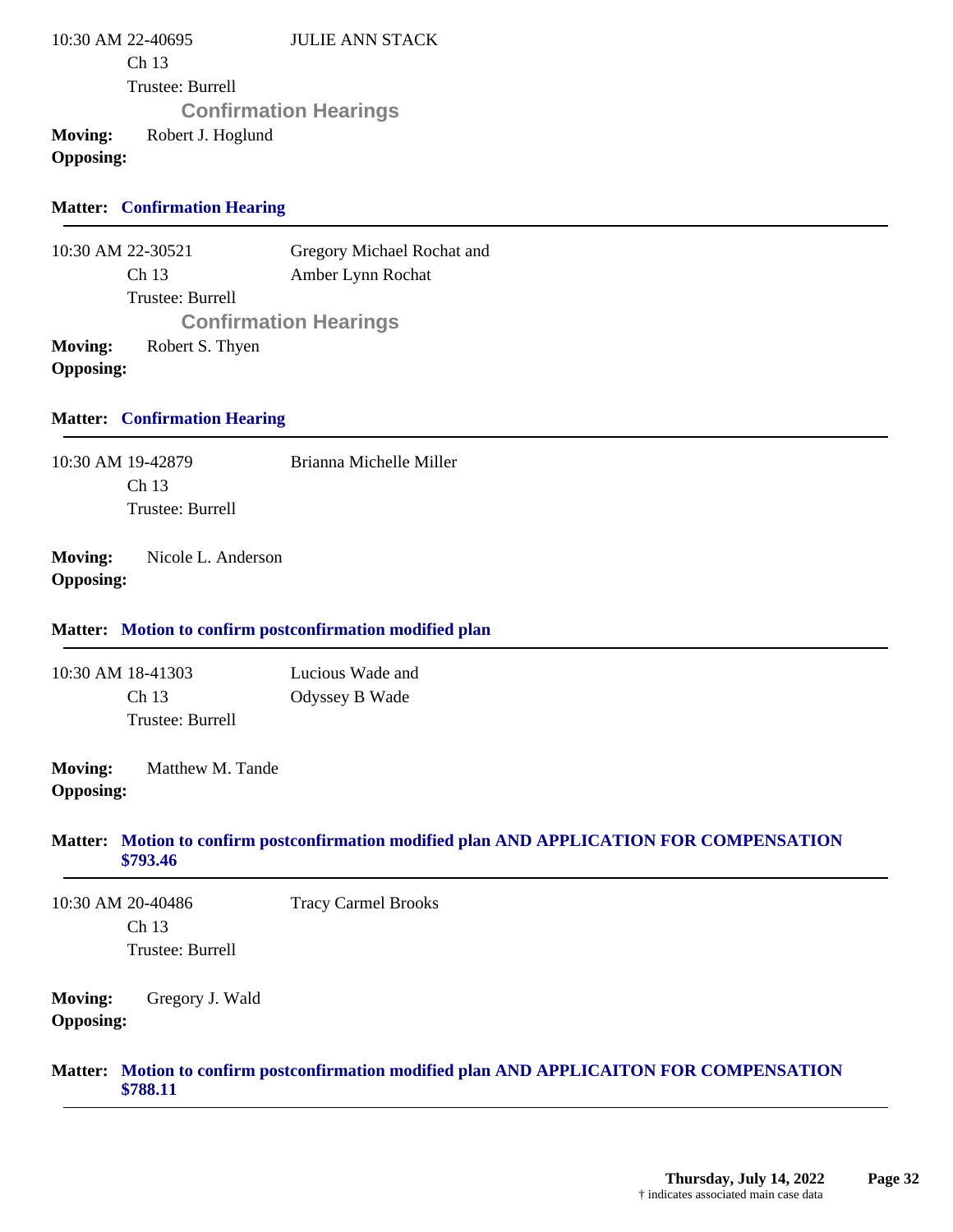10:30 AM 22-40695 JULIE ANN STACK
Ch 13
Trustee: Burrell

**Confirmation Hearings**

**Moving:** Robert J. Hoglund
**Opposing:**

**Matter: Confirmation Hearing**

---

10:30 AM 22-30521 Gregory Michael Rochat and Amber Lynn Rochat
Ch 13
Trustee: Burrell

**Confirmation Hearings**

**Moving:** Robert S. Thyen
**Opposing:**

**Matter: Confirmation Hearing**

---

10:30 AM 19-42879 Brianna Michelle Miller
Ch 13
Trustee: Burrell

**Moving:** Nicole L. Anderson
**Opposing:**

**Matter: Motion to confirm postconfirmation modified plan**

---

10:30 AM 18-41303 Lucious Wade and Odyssey B Wade
Ch 13
Trustee: Burrell

**Moving:** Matthew M. Tande
**Opposing:**

**Matter: Motion to confirm postconfirmation modified plan AND APPLICATION FOR COMPENSATION $793.46**

---

10:30 AM 20-40486 Tracy Carmel Brooks
Ch 13
Trustee: Burrell

**Moving:** Gregory J. Wald
**Opposing:**

**Matter: Motion to confirm postconfirmation modified plan AND APPLICAITON FOR COMPENSATION $788.11**

---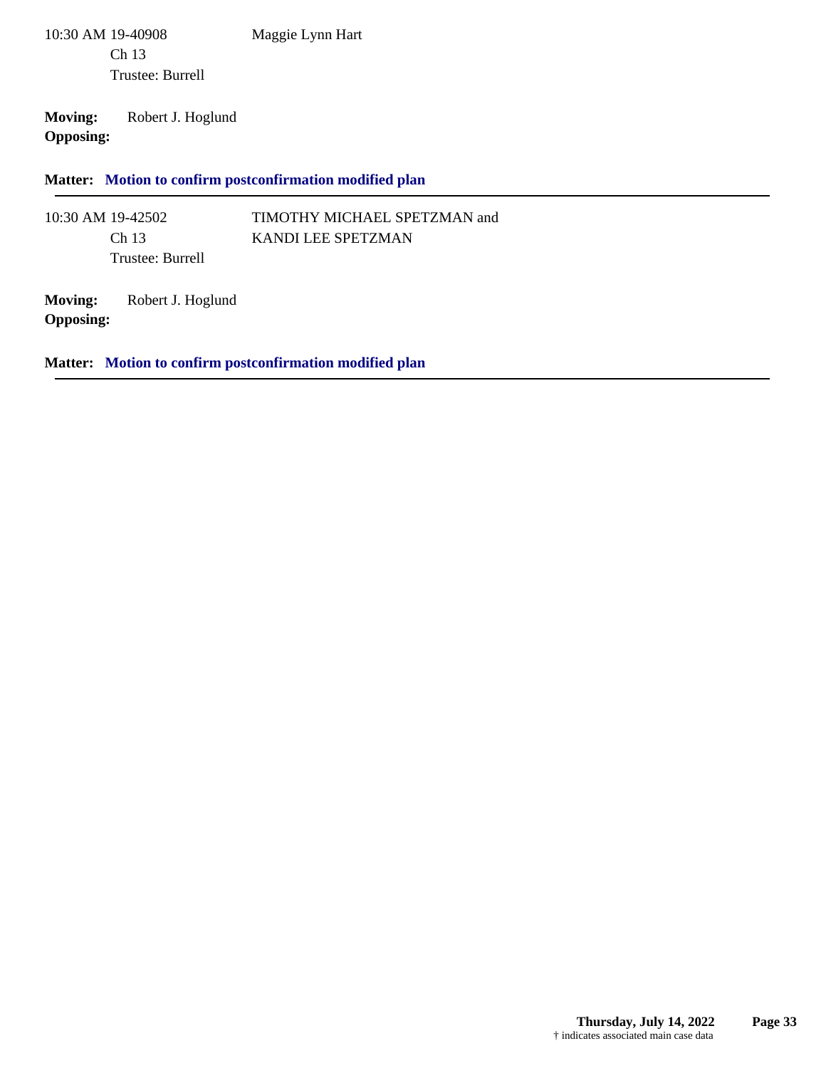10:30 AM 19-40908 Maggie Lynn Hart
Ch 13
Trustee: Burrell

**Moving:** Robert J. Hoglund
**Opposing:**

**Matter: Motion to confirm postconfirmation modified plan**

---

10:30 AM 19-42502 TIMOTHY MICHAEL SPETZMAN and KANDI LEE SPETZMAN
Ch 13
Trustee: Burrell

**Moving:** Robert J. Hoglund
**Opposing:**

**Matter: Motion to confirm postconfirmation modified plan**

---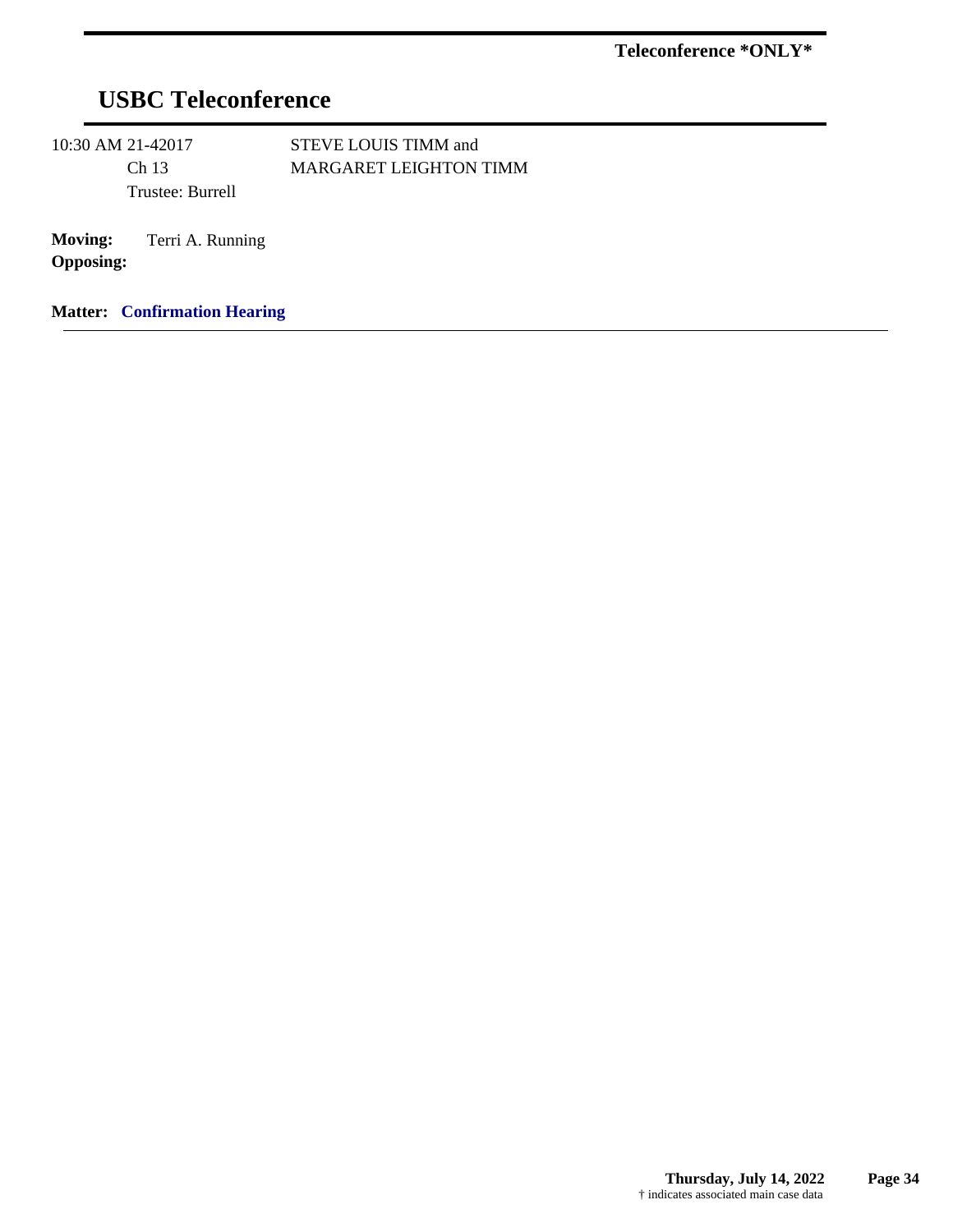**Teleconference \*ONLY\***

# USBC Teleconference

10:30 AM 21-42017 STEVE LOUIS TIMM and MARGARET LEIGHTON TIMM

Ch 13

Trustee: Burrell

**Moving:** Terri A. Running

**Opposing:**

**Matter: Confirmation Hearing**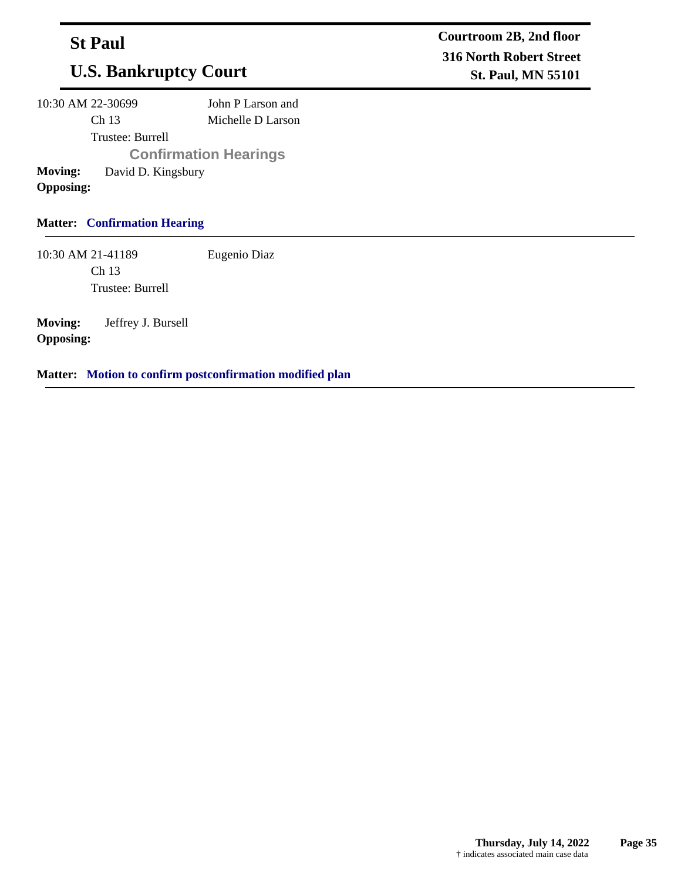**St Paul**

**U.S. Bankruptcy Court**

**Courtroom 2B, 2nd floor**
**316 North Robert Street**
**St. Paul, MN 55101**

---

10:30 AM 22-30699 John P Larson and Michelle D Larson
Ch 13
Trustee: Burrell

**Confirmation Hearings**

**Moving:** David D. Kingsbury
**Opposing:**

**Matter: Confirmation Hearing**

---

10:30 AM 21-41189 Eugenio Diaz
Ch 13
Trustee: Burrell

**Moving:** Jeffrey J. Bursell
**Opposing:**

**Matter: Motion to confirm postconfirmation modified plan**

---

**Thursday, July 14, 2022**
† indicates associated main case data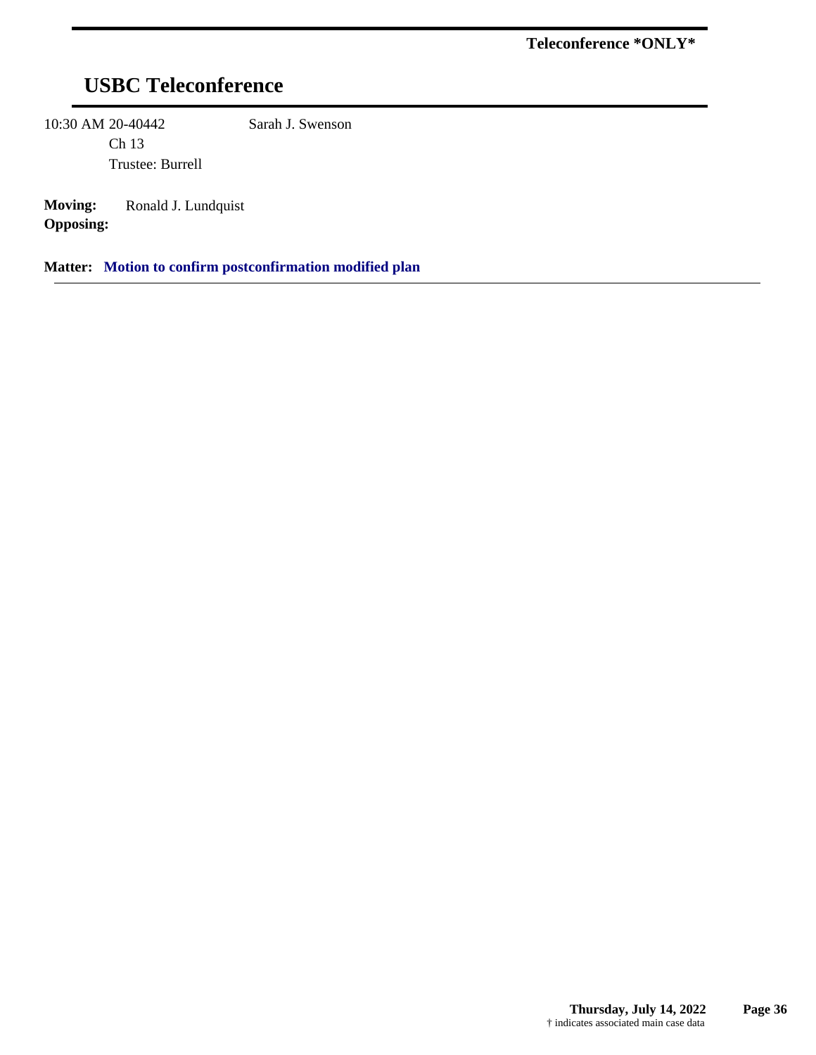**Teleconference *ONLY***

# USBC Teleconference

10:30 AM 20-40442 Sarah J. Swenson
Ch 13
Trustee: Burrell

**Moving:** Ronald J. Lundquist
**Opposing:**

**Matter: Motion to confirm postconfirmation modified plan**

---

† indicates associated main case data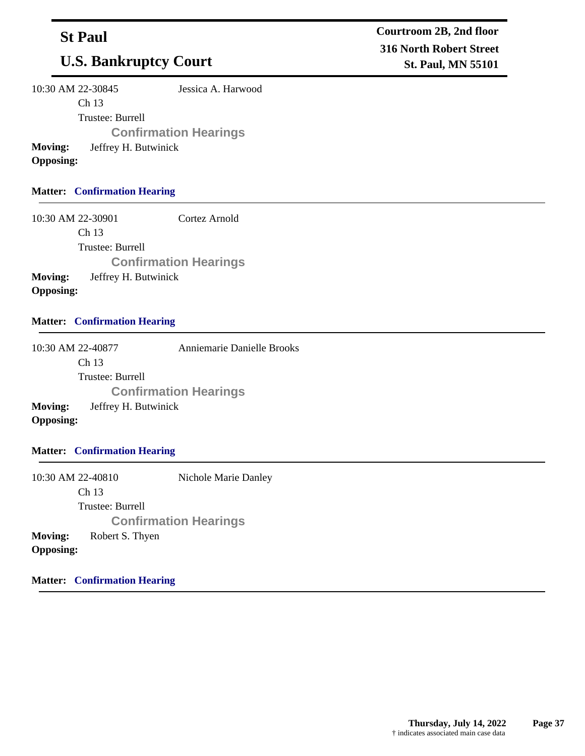10:30 AM 22-30845 Jessica A. Harwood

Ch 13

Trustee: Burrell

**Confirmation Hearings**

**Moving:** Jeffrey H. Butwinick

**Opposing:**

**Matter: Confirmation Hearing**

---

10:30 AM 22-30901 Cortez Arnold

Ch 13

Trustee: Burrell

**Confirmation Hearings**

**Moving:** Jeffrey H. Butwinick

**Opposing:**

**Matter: Confirmation Hearing**

---

10:30 AM 22-40877 Anniemarie Danielle Brooks

Ch 13

Trustee: Burrell

**Confirmation Hearings**

**Moving:** Jeffrey H. Butwinick

**Opposing:**

**Matter: Confirmation Hearing**

---

10:30 AM 22-40810 Nichole Marie Danley

Ch 13

Trustee: Burrell

**Confirmation Hearings**

**Moving:** Robert S. Thyen

**Opposing:**

**Matter: Confirmation Hearing**

---

† indicates associated main case data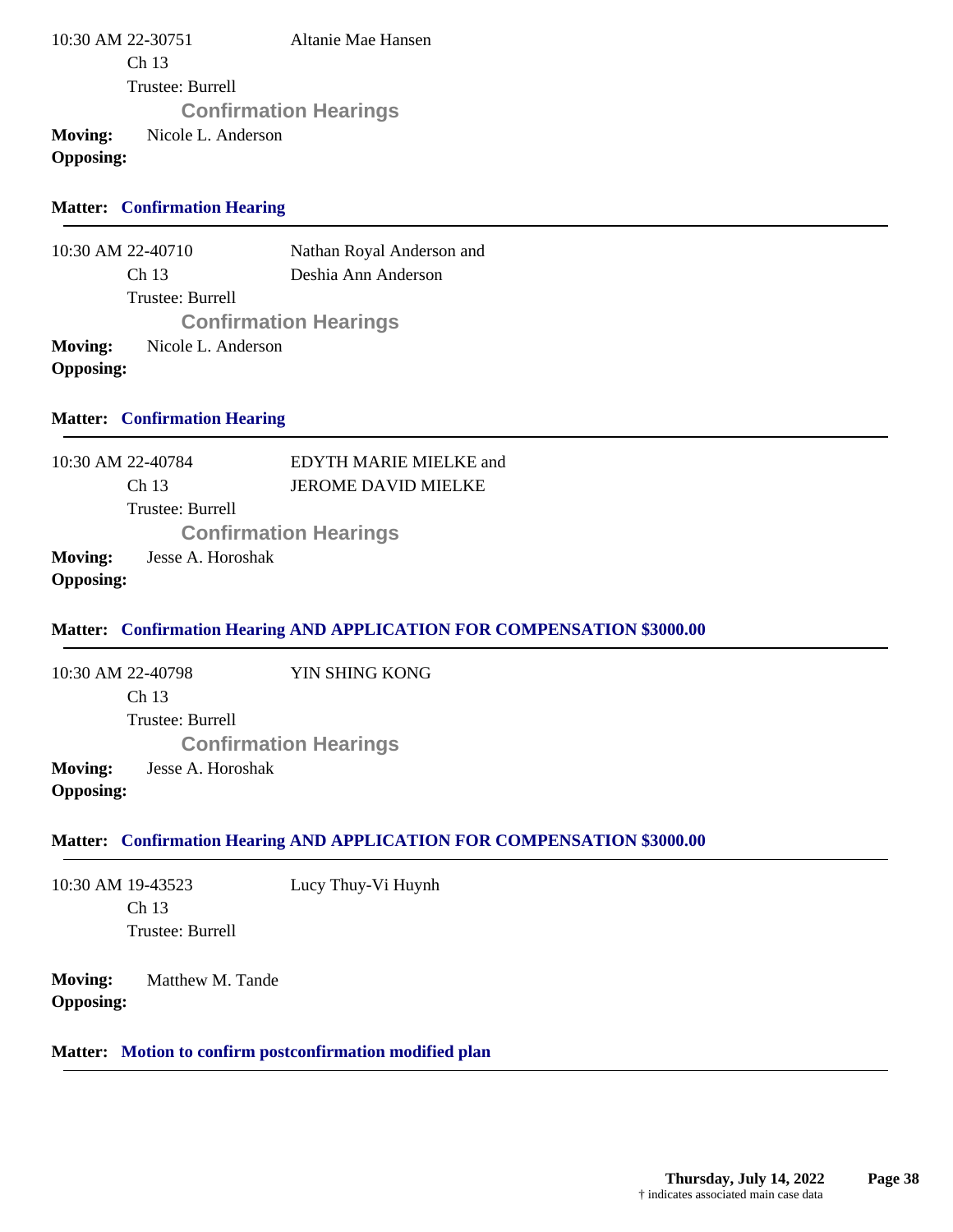10:30 AM 22-30751 Altanie Mae Hansen

Ch 13

Trustee: Burrell

**Confirmation Hearings**

**Moving:** Nicole L. Anderson

**Opposing:**

**Matter: Confirmation Hearing**

---

10:30 AM 22-40710 Nathan Royal Anderson and Deshia Ann Anderson

Ch 13

Trustee: Burrell

**Confirmation Hearings**

**Moving:** Nicole L. Anderson

**Opposing:**

**Matter: Confirmation Hearing**

---

10:30 AM 22-40784 EDYTH MARIE MIELKE and JEROME DAVID MIELKE

Ch 13

Trustee: Burrell

**Confirmation Hearings**

**Moving:** Jesse A. Horoshak

**Opposing:**

**Matter: Confirmation Hearing AND APPLICATION FOR COMPENSATION $3000.00**

---

10:30 AM 22-40798 YIN SHING KONG

Ch 13

Trustee: Burrell

**Confirmation Hearings**

**Moving:** Jesse A. Horoshak

**Opposing:**

**Matter: Confirmation Hearing AND APPLICATION FOR COMPENSATION $3000.00**

---

10:30 AM 19-43523 Lucy Thuy-Vi Huynh

Ch 13

Trustee: Burrell

**Moving:** Matthew M. Tande

**Opposing:**

**Matter: Motion to confirm postconfirmation modified plan**

---

† indicates associated main case data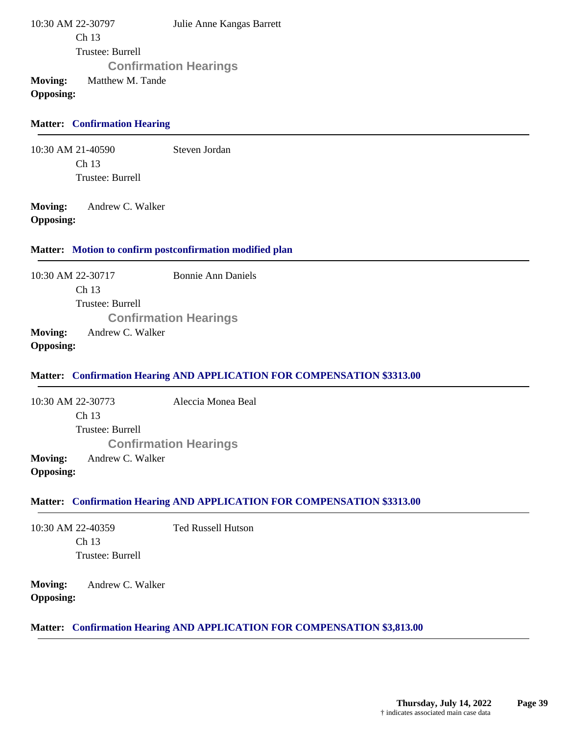10:30 AM 22-30797 Julie Anne Kangas Barrett
Ch 13
Trustee: Burrell

**Confirmation Hearings**

**Moving:** Matthew M. Tande
**Opposing:**

**Matter: Confirmation Hearing**

---

10:30 AM 21-40590 Steven Jordan
Ch 13
Trustee: Burrell

**Moving:** Andrew C. Walker
**Opposing:**

**Matter: Motion to confirm postconfirmation modified plan**

---

10:30 AM 22-30717 Bonnie Ann Daniels
Ch 13
Trustee: Burrell

**Confirmation Hearings**

**Moving:** Andrew C. Walker
**Opposing:**

**Matter: Confirmation Hearing AND APPLICATION FOR COMPENSATION $3313.00**

---

10:30 AM 22-30773 Aleccia Monea Beal
Ch 13
Trustee: Burrell

**Confirmation Hearings**

**Moving:** Andrew C. Walker
**Opposing:**

**Matter: Confirmation Hearing AND APPLICATION FOR COMPENSATION $3313.00**

---

10:30 AM 22-40359 Ted Russell Hutson
Ch 13
Trustee: Burrell

**Moving:** Andrew C. Walker
**Opposing:**

**Matter: Confirmation Hearing AND APPLICATION FOR COMPENSATION $3,813.00**

---

Thursday, July 14, 2022

† indicates associated main case data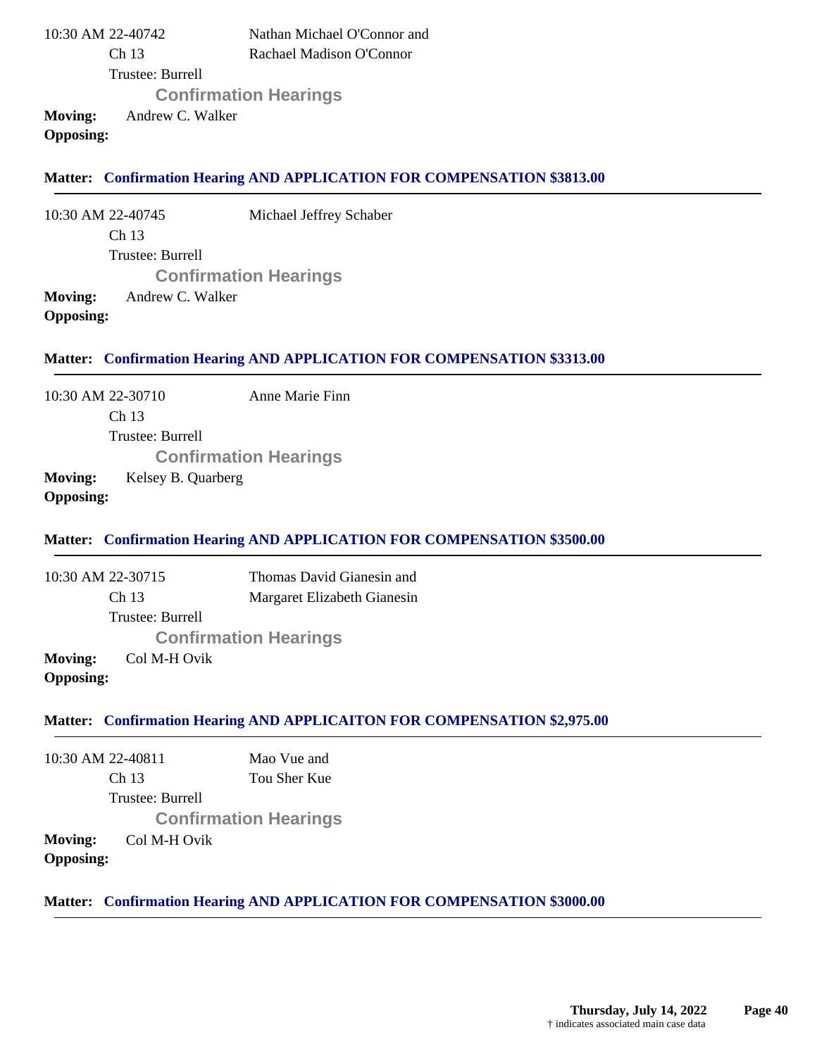10:30 AM 22-40742 Nathan Michael O'Connor and
Ch 13 Rachael Madison O'Connor
Trustee: Burrell

**Confirmation Hearings**

**Moving:** Andrew C. Walker
**Opposing:**

**Matter: Confirmation Hearing AND APPLICATION FOR COMPENSATION $3813.00**

---

10:30 AM 22-40745 Michael Jeffrey Schaber
Ch 13
Trustee: Burrell

**Confirmation Hearings**

**Moving:** Andrew C. Walker
**Opposing:**

**Matter: Confirmation Hearing AND APPLICATION FOR COMPENSATION $3313.00**

---

10:30 AM 22-30710 Anne Marie Finn
Ch 13
Trustee: Burrell

**Confirmation Hearings**

**Moving:** Kelsey B. Quarberg
**Opposing:**

**Matter: Confirmation Hearing AND APPLICATION FOR COMPENSATION $3500.00**

---

10:30 AM 22-30715 Thomas David Gianesin and
Ch 13 Margaret Elizabeth Gianesin
Trustee: Burrell

**Confirmation Hearings**

**Moving:** Col M-H Ovik
**Opposing:**

**Matter: Confirmation Hearing AND APPLICAITON FOR COMPENSATION $2,975.00**

---

10:30 AM 22-40811 Mao Vue and
Ch 13 Tou Sher Kue
Trustee: Burrell

**Confirmation Hearings**

**Moving:** Col M-H Ovik
**Opposing:**

**Matter: Confirmation Hearing AND APPLICATION FOR COMPENSATION $3000.00**

---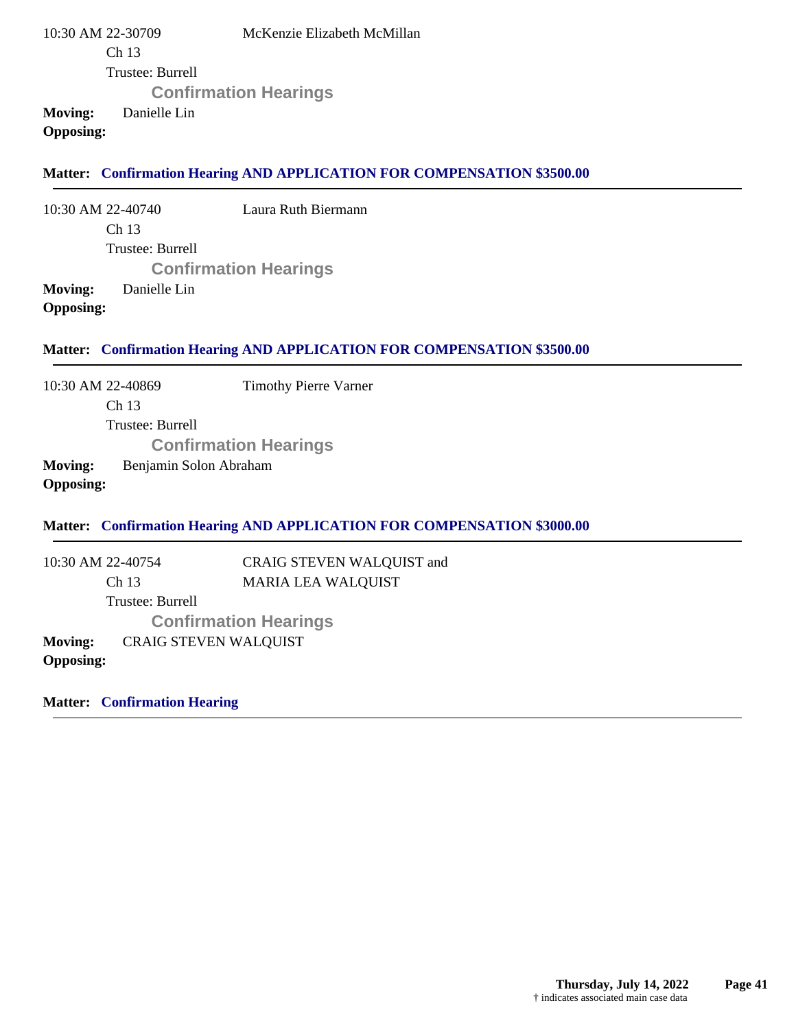10:30 AM 22-30709 McKenzie Elizabeth McMillan

Ch 13

Trustee: Burrell

**Confirmation Hearings**

**Moving:** Danielle Lin

**Opposing:**

**Matter: Confirmation Hearing AND APPLICATION FOR COMPENSATION $3500.00**

---

10:30 AM 22-40740 Laura Ruth Biermann

Ch 13

Trustee: Burrell

**Confirmation Hearings**

**Moving:** Danielle Lin

**Opposing:**

**Matter: Confirmation Hearing AND APPLICATION FOR COMPENSATION $3500.00**

---

10:30 AM 22-40869 Timothy Pierre Varner

Ch 13

Trustee: Burrell

**Confirmation Hearings**

**Moving:** Benjamin Solon Abraham

**Opposing:**

**Matter: Confirmation Hearing AND APPLICATION FOR COMPENSATION $3000.00**

---

10:30 AM 22-40754 CRAIG STEVEN WALQUIST and MARIA LEA WALQUIST

Ch 13

Trustee: Burrell

**Confirmation Hearings**

**Moving:** CRAIG STEVEN WALQUIST

**Opposing:**

**Matter: Confirmation Hearing**

---

**Thursday, July 14, 2022**

† indicates associated main case data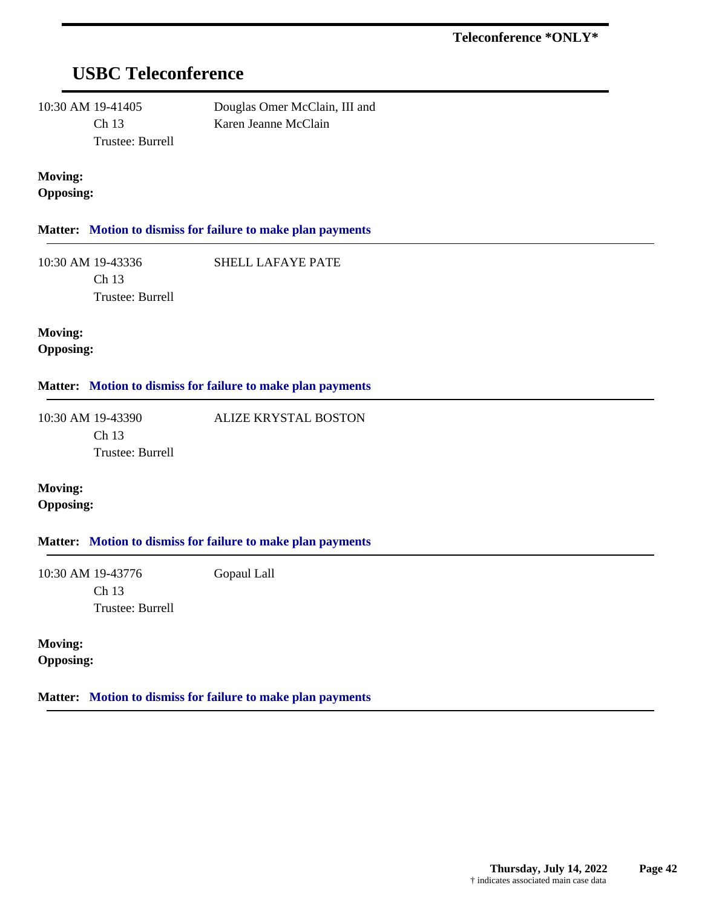**Teleconference *ONLY***

## USBC Teleconference

10:30 AM 19-41405 Douglas Omer McClain, III and Karen Jeanne McClain
Ch 13
Trustee: Burrell

**Moving:**
**Opposing:**

**Matter: Motion to dismiss for failure to make plan payments**

---

10:30 AM 19-43336 SHELL LAFAYE PATE
Ch 13
Trustee: Burrell

**Moving:**
**Opposing:**

**Matter: Motion to dismiss for failure to make plan payments**

---

10:30 AM 19-43390 ALIZE KRYSTAL BOSTON
Ch 13
Trustee: Burrell

**Moving:**
**Opposing:**

**Matter: Motion to dismiss for failure to make plan payments**

---

10:30 AM 19-43776 Gopaul Lall
Ch 13
Trustee: Burrell

**Moving:**
**Opposing:**

**Matter: Motion to dismiss for failure to make plan payments**

---

**Thursday, July 14, 2022**
† indicates associated main case data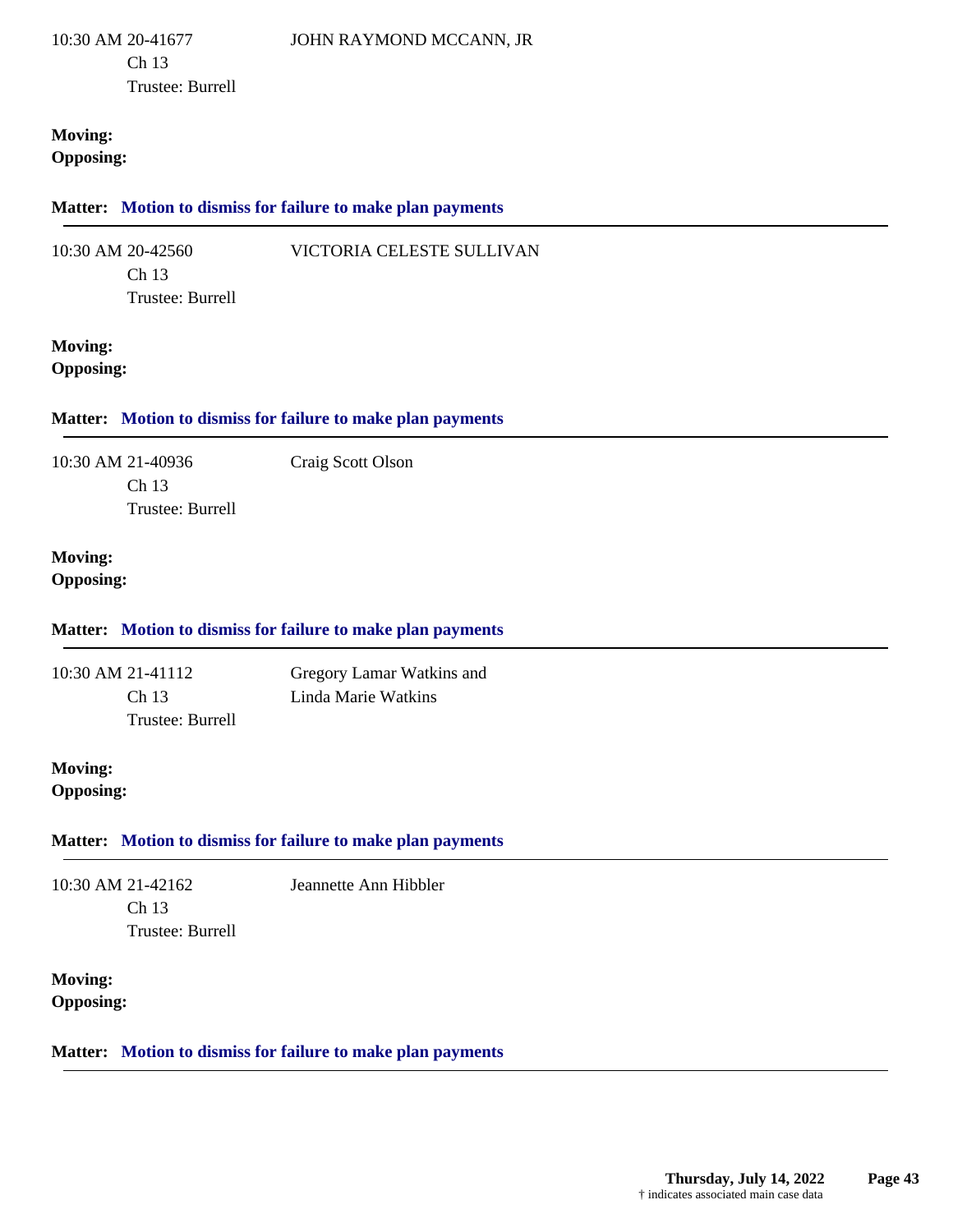10:30 AM 20-41677 JOHN RAYMOND MCCANN, JR
Ch 13
Trustee: Burrell

**Moving:**
**Opposing:**

**Matter:** **Motion to dismiss for failure to make plan payments**

---

10:30 AM 20-42560 VICTORIA CELESTE SULLIVAN
Ch 13
Trustee: Burrell

**Moving:**
**Opposing:**

**Matter:** **Motion to dismiss for failure to make plan payments**

---

10:30 AM 21-40936 Craig Scott Olson
Ch 13
Trustee: Burrell

**Moving:**
**Opposing:**

**Matter:** **Motion to dismiss for failure to make plan payments**

---

10:30 AM 21-41112 Gregory Lamar Watkins and
Ch 13 Linda Marie Watkins
Trustee: Burrell

**Moving:**
**Opposing:**

**Matter:** **Motion to dismiss for failure to make plan payments**

---

10:30 AM 21-42162 Jeannette Ann Hibbler
Ch 13
Trustee: Burrell

**Moving:**
**Opposing:**

**Matter:** **Motion to dismiss for failure to make plan payments**

---

**Thursday, July 14, 2022**
† indicates associated main case data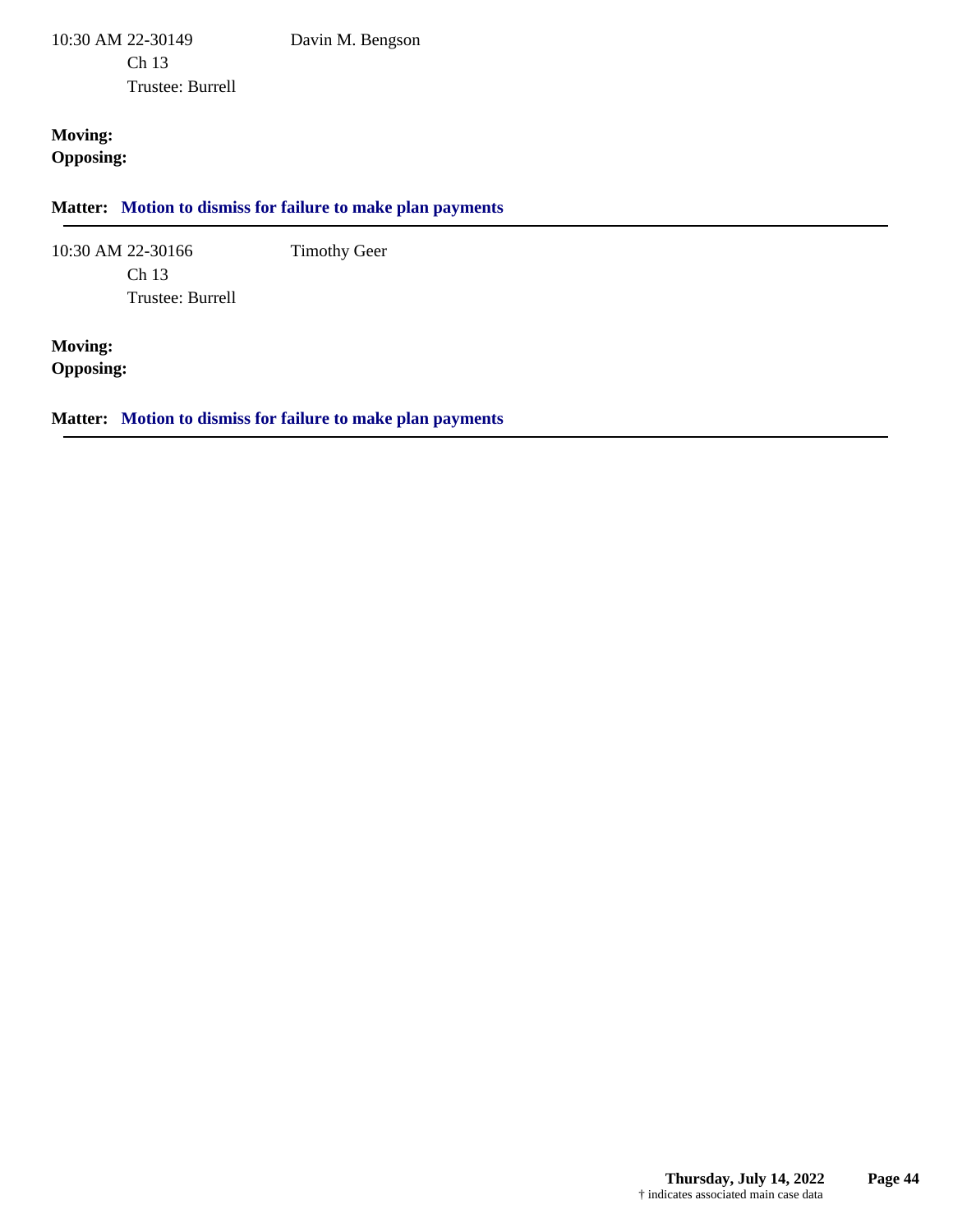10:30 AM 22-30149 Davin M. Bengson
Ch 13
Trustee: Burrell

**Moving:**
**Opposing:**

**Matter: Motion to dismiss for failure to make plan payments**

---

10:30 AM 22-30166 Timothy Geer
Ch 13
Trustee: Burrell

**Moving:**
**Opposing:**

**Matter: Motion to dismiss for failure to make plan payments**

---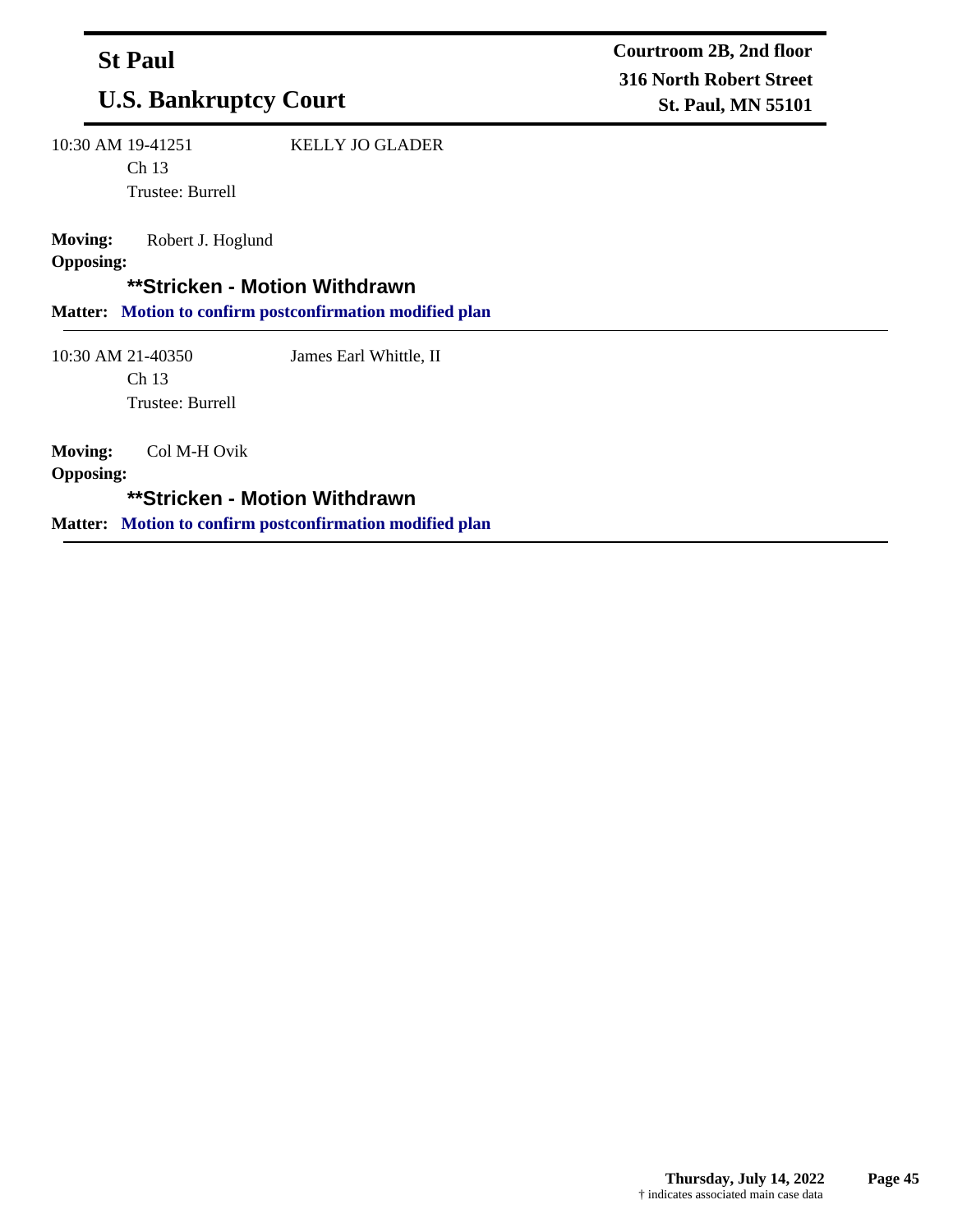**St Paul**

**U.S. Bankruptcy Court**

**Courtroom 2B, 2nd floor**
**316 North Robert Street**
**St. Paul, MN 55101**

---

10:30 AM 19-41251 KELLY JO GLADER
Ch 13
Trustee: Burrell

**Moving:** Robert J. Hoglund
**Opposing:**

**\*\*Stricken - Motion Withdrawn**

**Matter:** **Motion to confirm postconfirmation modified plan**

---

10:30 AM 21-40350 James Earl Whittle, II
Ch 13
Trustee: Burrell

**Moving:** Col M-H Ovik
**Opposing:**

**\*\*Stricken - Motion Withdrawn**

**Matter:** **Motion to confirm postconfirmation modified plan**

---

**Thursday, July 14, 2022**
† indicates associated main case data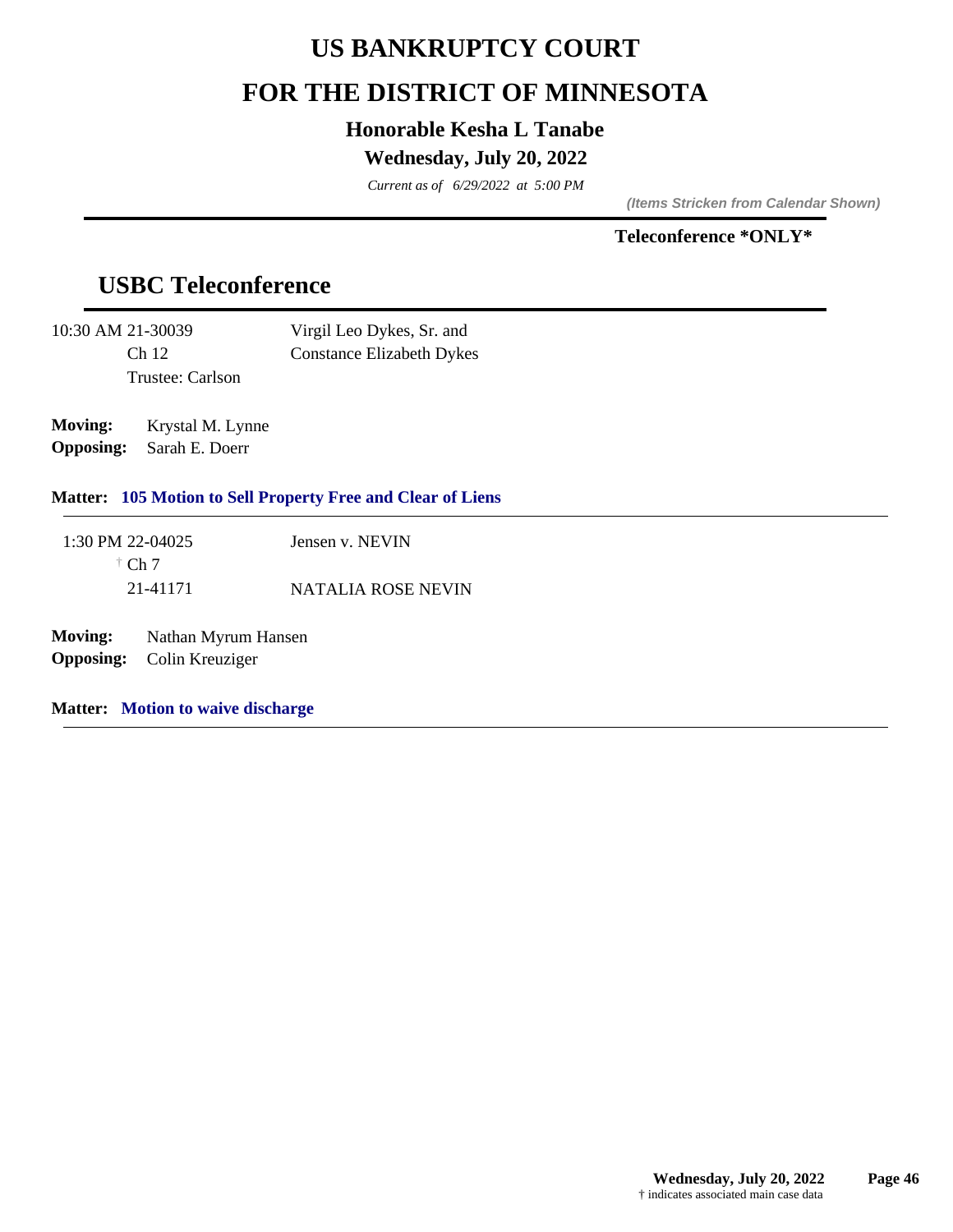# US BANKRUPTCY COURT

# FOR THE DISTRICT OF MINNESOTA

### Honorable Kesha L Tanabe

### Wednesday, July 20, 2022

*Current as of 6/29/2022 at 5:00 PM*

***(Items Stricken from Calendar Shown)***

**Teleconference \*ONLY\***

## USBC Teleconference

10:30 AM 21-30039 Virgil Leo Dykes, Sr. and
Ch 12 Constance Elizabeth Dykes
Trustee: Carlson

**Moving:** Krystal M. Lynne
**Opposing:** Sarah E. Doerr

**Matter: 105 Motion to Sell Property Free and Clear of Liens**

---

1:30 PM 22-04025 Jensen v. NEVIN
† Ch 7
21-41171 NATALIA ROSE NEVIN

**Moving:** Nathan Myrum Hansen
**Opposing:** Colin Kreuziger

**Matter: Motion to waive discharge**

---

† indicates associated main case data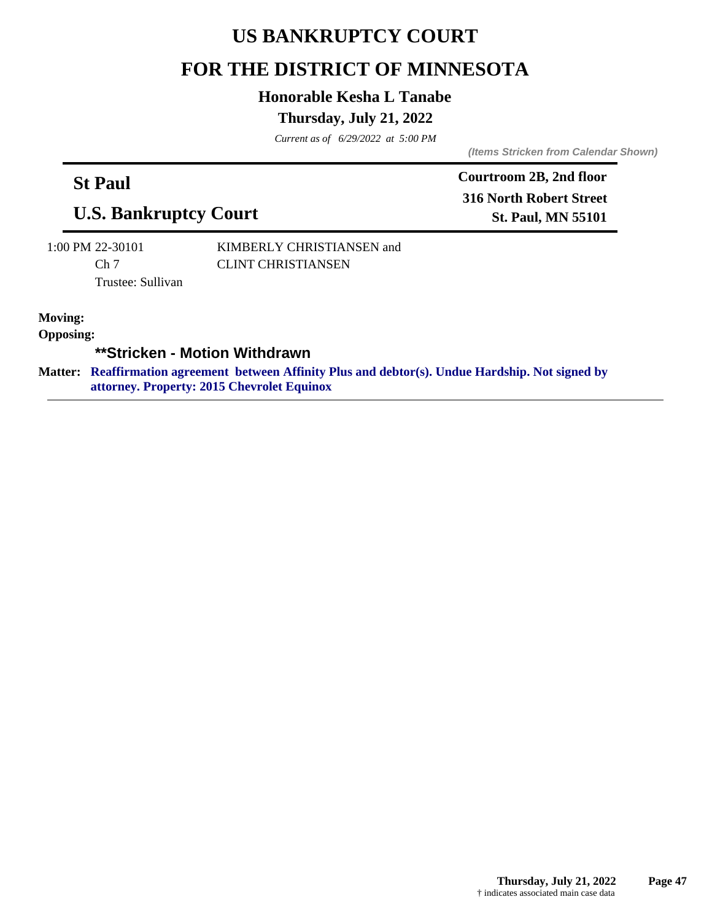# US BANKRUPTCY COURT

# FOR THE DISTRICT OF MINNESOTA

### Honorable Kesha L Tanabe

### Thursday, July 21, 2022

*Current as of 6/29/2022 at 5:00 PM*

***(Items Stricken from Calendar Shown)***

## St Paul

## U.S. Bankruptcy Court

**Courtroom 2B, 2nd floor**
**316 North Robert Street**
**St. Paul, MN 55101**

1:00 PM 22-30101
Ch 7
Trustee: Sullivan

KIMBERLY CHRISTIANSEN and
CLINT CHRISTIANSEN

**Moving:**
**Opposing:**

**\*\*Stricken - Motion Withdrawn**

**Matter:** **Reaffirmation agreement between Affinity Plus and debtor(s). Undue Hardship. Not signed by attorney. Property: 2015 Chevrolet Equinox**

---

† indicates associated main case data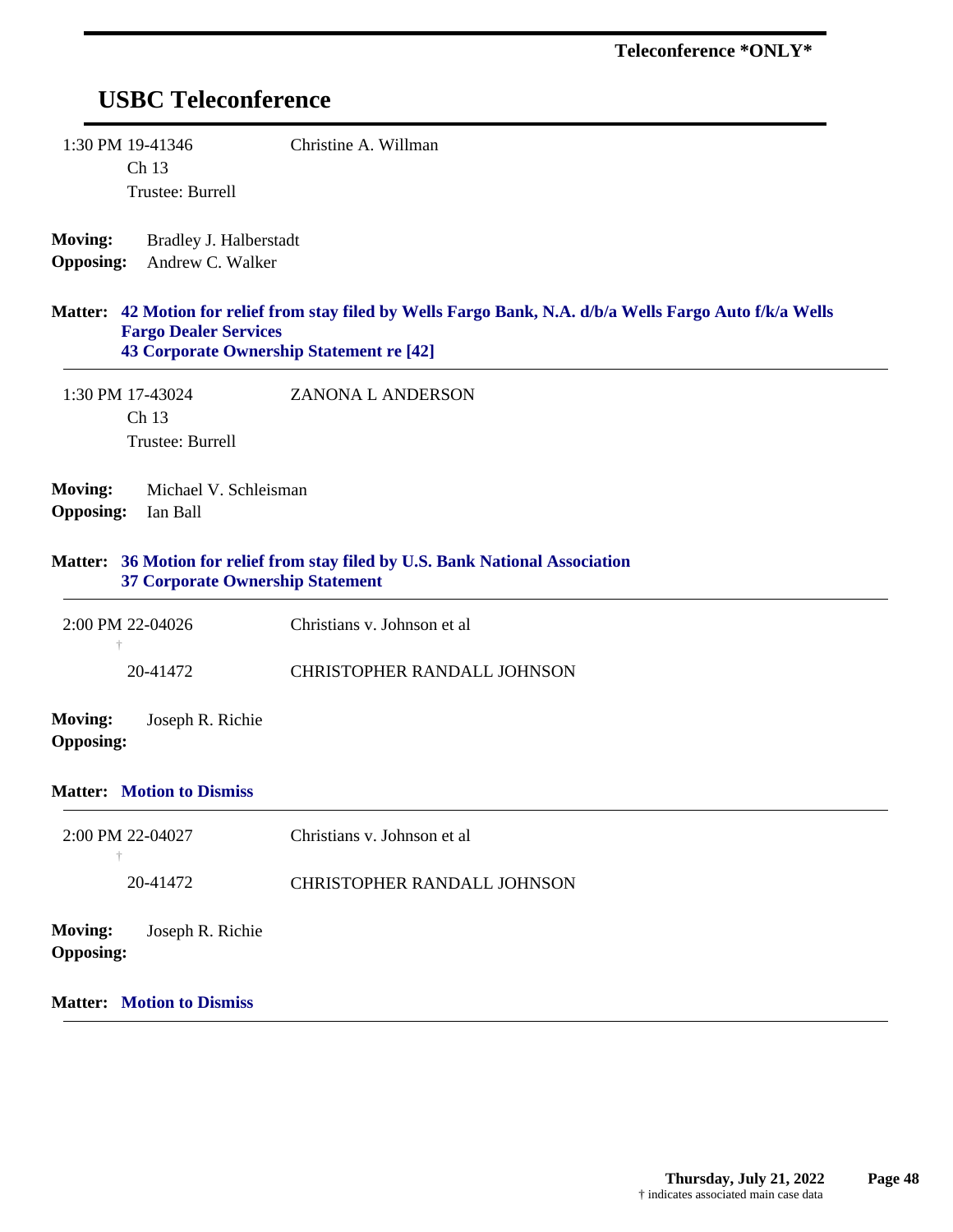**Teleconference *ONLY***

## USBC Teleconference

1:30 PM 19-41346 Christine A. Willman
Ch 13
Trustee: Burrell

**Moving:** Bradley J. Halberstadt
**Opposing:** Andrew C. Walker

**Matter:** **42 Motion for relief from stay filed by Wells Fargo Bank, N.A. d/b/a Wells Fargo Auto f/k/a Wells Fargo Dealer Services**
**43 Corporate Ownership Statement re [42]**

---

1:30 PM 17-43024 ZANONA L ANDERSON
Ch 13
Trustee: Burrell

**Moving:** Michael V. Schleisman
**Opposing:** Ian Ball

**Matter:** **36 Motion for relief from stay filed by U.S. Bank National Association**
**37 Corporate Ownership Statement**

---

2:00 PM 22-04026 Christians v. Johnson et al
†
20-41472 CHRISTOPHER RANDALL JOHNSON

**Moving:** Joseph R. Richie
**Opposing:**

**Matter:** **Motion to Dismiss**

---

2:00 PM 22-04027 Christians v. Johnson et al
†
20-41472 CHRISTOPHER RANDALL JOHNSON

**Moving:** Joseph R. Richie
**Opposing:**

**Matter:** **Motion to Dismiss**

---

**Thursday, July 21, 2022**
† indicates associated main case data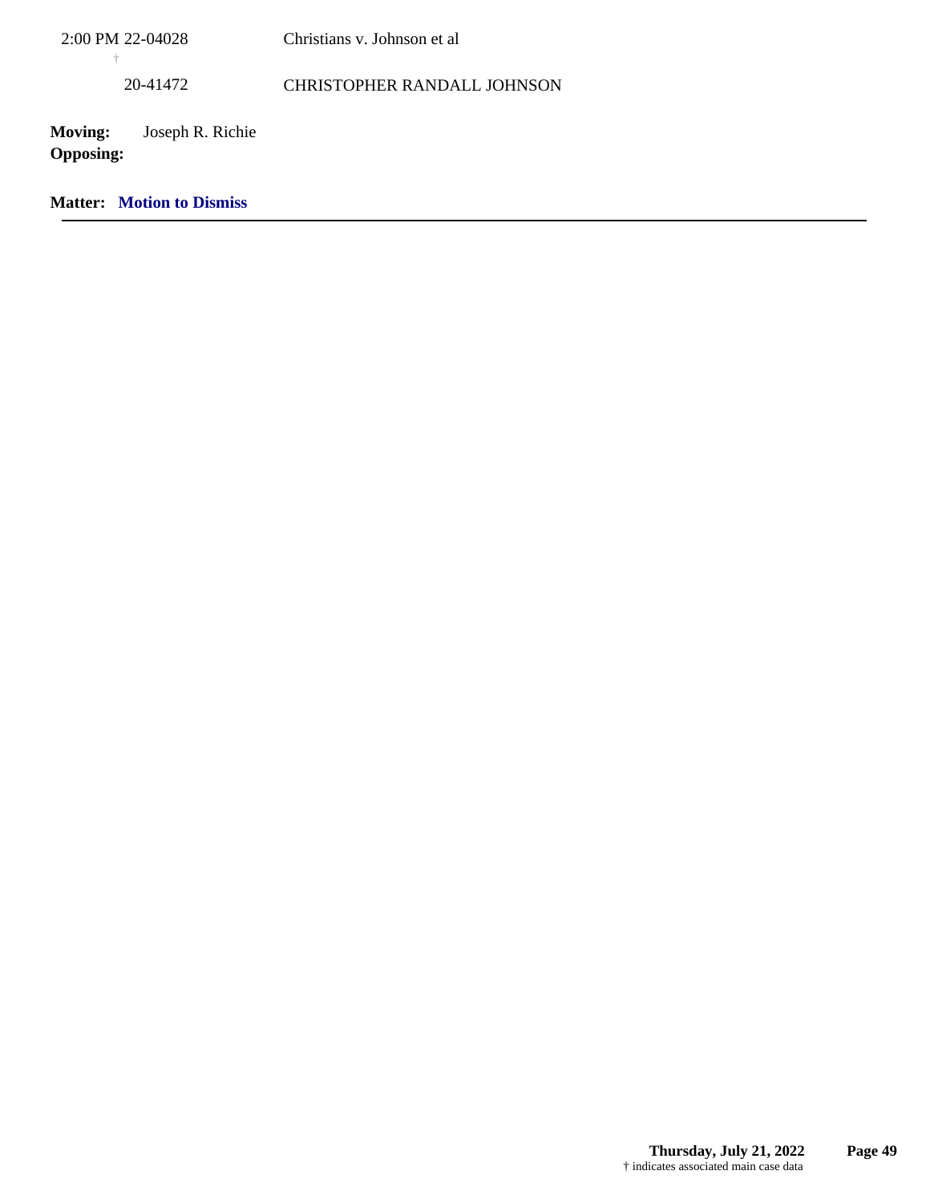2:00 PM 22-04028 Christians v. Johnson et al

†

20-41472 CHRISTOPHER RANDALL JOHNSON

**Moving:** Joseph R. Richie

**Opposing:**

**Matter:** **Motion to Dismiss**

---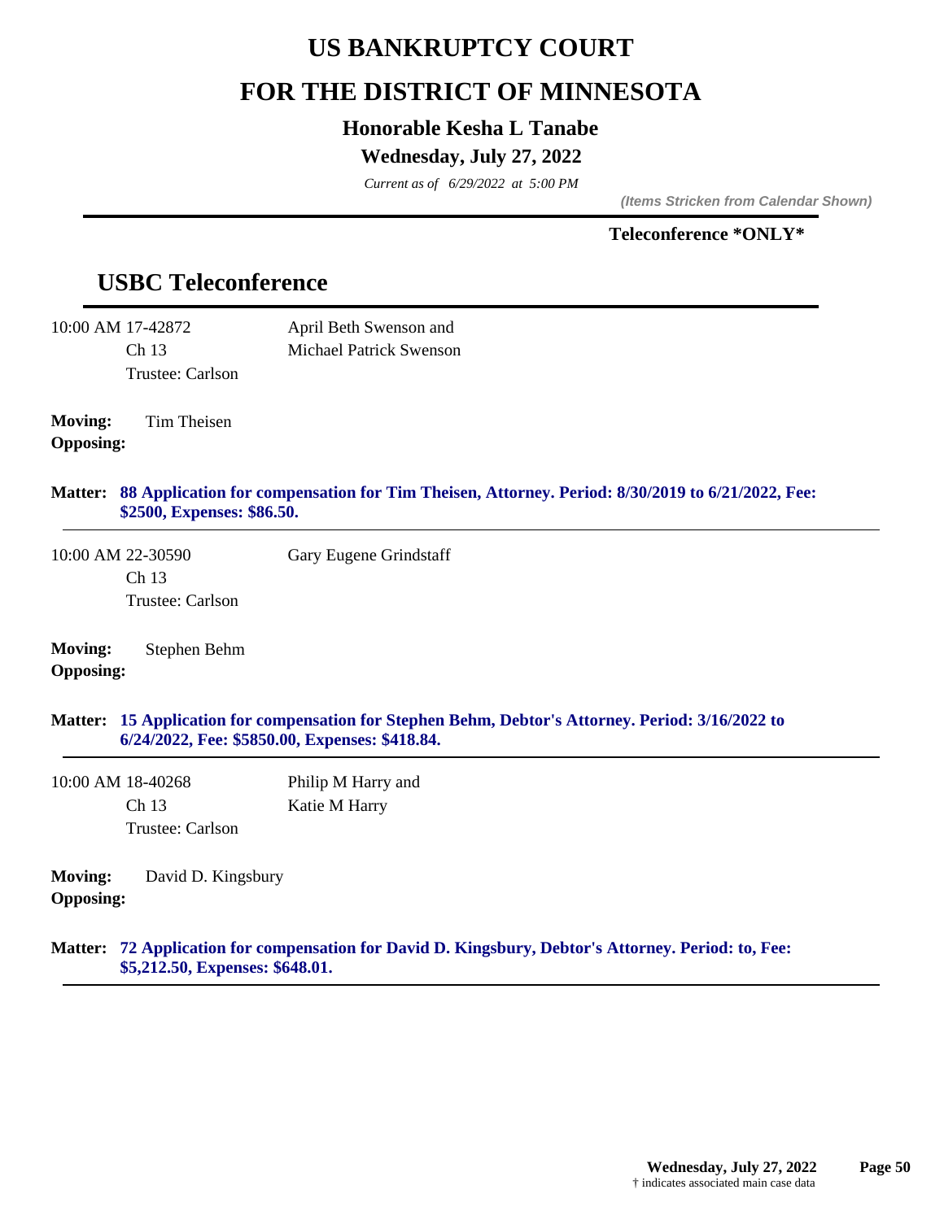# US BANKRUPTCY COURT

# FOR THE DISTRICT OF MINNESOTA

### Honorable Kesha L Tanabe

### Wednesday, July 27, 2022

*Current as of 6/29/2022 at 5:00 PM*

***(Items Stricken from Calendar Shown)***

**Teleconference \*ONLY\***

## USBC Teleconference

10:00 AM 17-42872
Ch 13
Trustee: Carlson

April Beth Swenson and
Michael Patrick Swenson

**Moving:** Tim Theisen
**Opposing:**

**Matter: 88 Application for compensation for Tim Theisen, Attorney. Period: 8/30/2019 to 6/21/2022, Fee: $2500, Expenses: $86.50.**

---

10:00 AM 22-30590
Ch 13
Trustee: Carlson

Gary Eugene Grindstaff

**Moving:** Stephen Behm
**Opposing:**

**Matter: 15 Application for compensation for Stephen Behm, Debtor's Attorney. Period: 3/16/2022 to 6/24/2022, Fee: $5850.00, Expenses: $418.84.**

---

10:00 AM 18-40268
Ch 13
Trustee: Carlson

Philip M Harry and
Katie M Harry

**Moving:** David D. Kingsbury
**Opposing:**

**Matter: 72 Application for compensation for David D. Kingsbury, Debtor's Attorney. Period: to, Fee: $5,212.50, Expenses: $648.01.**

---

† indicates associated main case data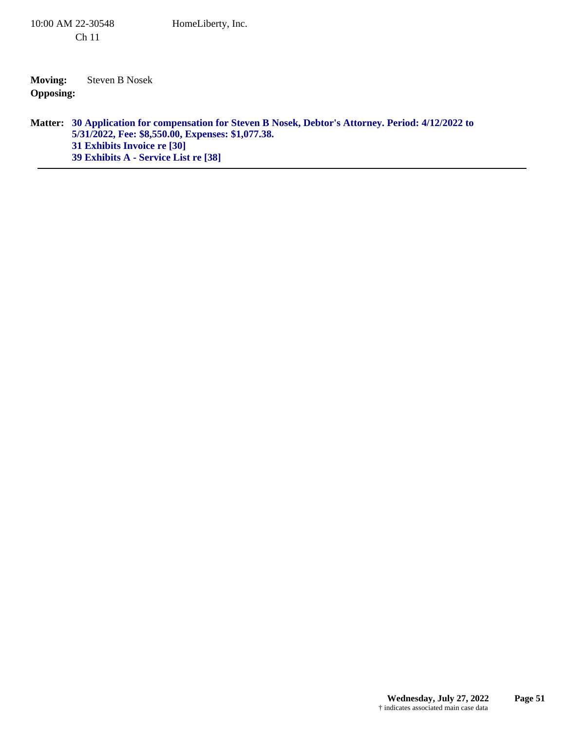10:00 AM 22-30548 HomeLiberty, Inc.
Ch 11

**Moving:** Steven B Nosek
**Opposing:**

**Matter:** **30 Application for compensation for Steven B Nosek, Debtor's Attorney. Period: 4/12/2022 to 5/31/2022, Fee: $8,550.00, Expenses: $1,077.38.**
**31 Exhibits Invoice re [30]**
**39 Exhibits A - Service List re [38]**

---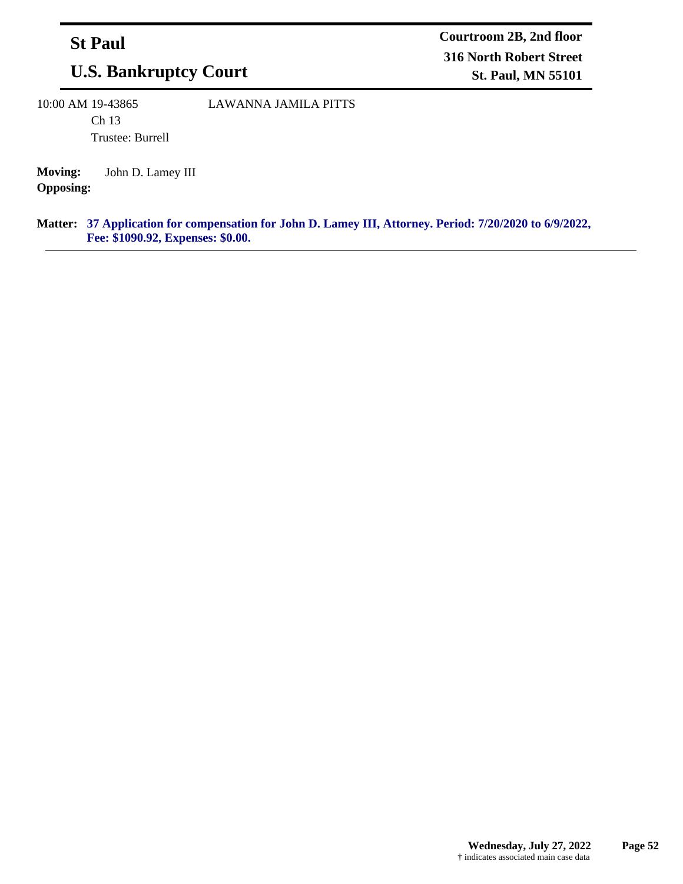## St Paul

## U.S. Bankruptcy Court

**Courtroom 2B, 2nd floor**
**316 North Robert Street**
**St. Paul, MN 55101**

10:00 AM 19-43865 LAWANNA JAMILA PITTS
Ch 13
Trustee: Burrell

**Moving:** John D. Lamey III
**Opposing:**

**Matter: 37 Application for compensation for John D. Lamey III, Attorney. Period: 7/20/2020 to 6/9/2022, Fee: $1090.92, Expenses: $0.00.**

---

**Wednesday, July 27, 2022**
† indicates associated main case data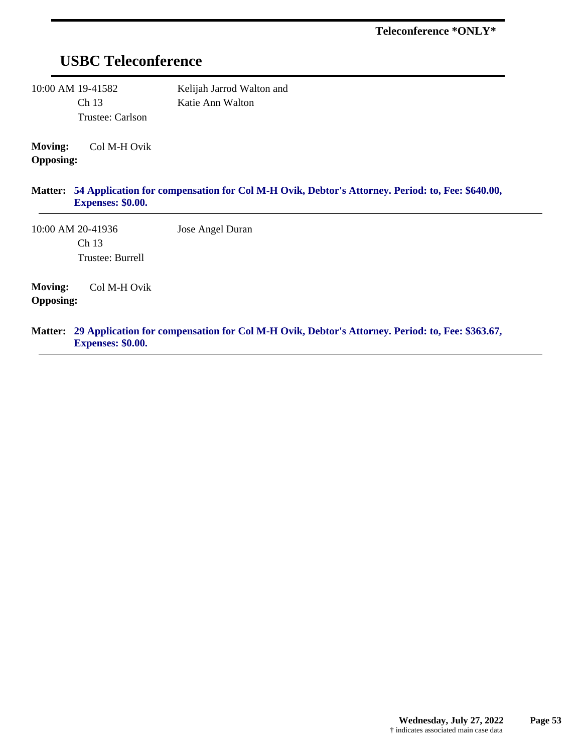**Teleconference *ONLY***

## USBC Teleconference

10:00 AM 19-41582
Ch 13
Trustee: Carlson

Kelijah Jarrod Walton and
Katie Ann Walton

**Moving:** Col M-H Ovik
**Opposing:**

**Matter: 54 Application for compensation for Col M-H Ovik, Debtor's Attorney. Period: to, Fee: $640.00, Expenses: $0.00.**

---

10:00 AM 20-41936
Ch 13
Trustee: Burrell

Jose Angel Duran

**Moving:** Col M-H Ovik
**Opposing:**

**Matter: 29 Application for compensation for Col M-H Ovik, Debtor's Attorney. Period: to, Fee: $363.67, Expenses: $0.00.**

† indicates associated main case data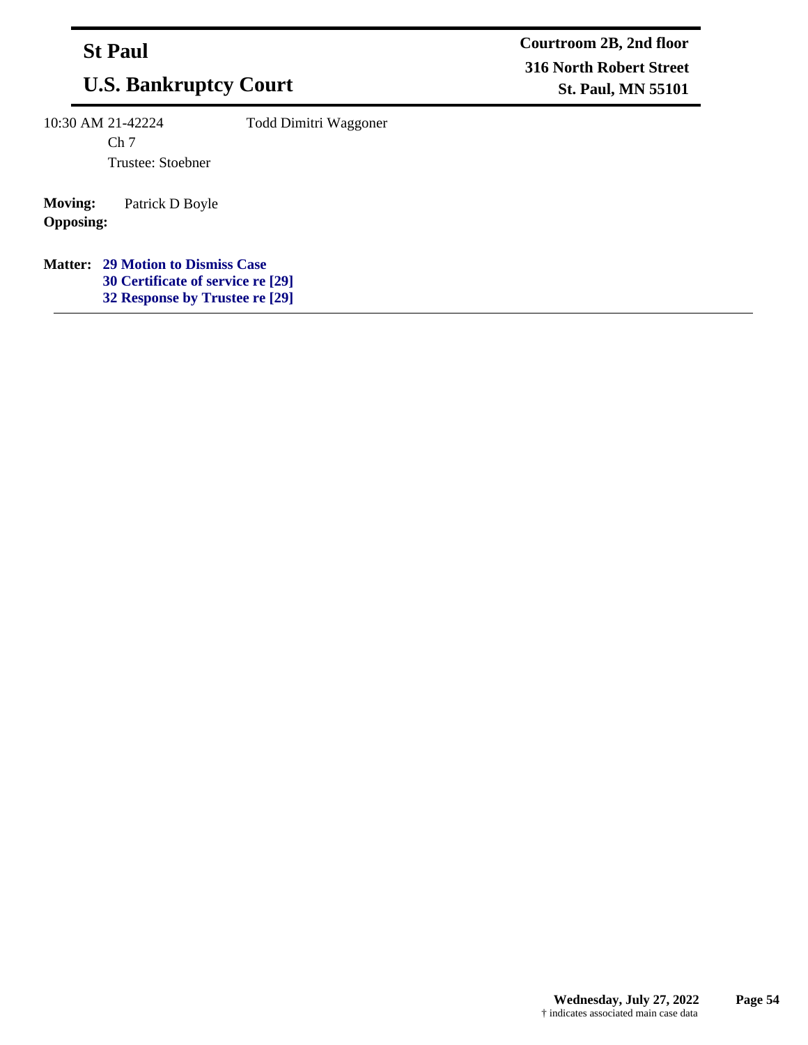# St Paul

## U.S. Bankruptcy Court

**Courtroom 2B, 2nd floor**
**316 North Robert Street**
**St. Paul, MN 55101**

10:30 AM 21-42224 Todd Dimitri Waggoner
Ch 7
Trustee: Stoebner

**Moving:** Patrick D Boyle
**Opposing:**

**Matter:** **29 Motion to Dismiss Case**
**30 Certificate of service re [29]**
**32 Response by Trustee re [29]**

**Wednesday, July 27, 2022**
† indicates associated main case data